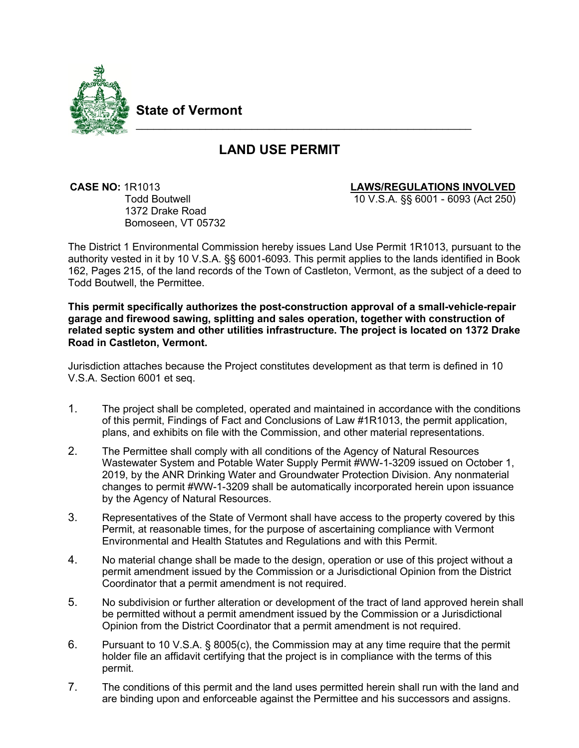# State of Vermont

## LAND USE PERMIT

**CASE NO:** 1R1013
Todd Boutwell
1372 Drake Road
Bomoseen, VT 05732

**LAWS/REGULATIONS INVOLVED**
10 V.S.A. §§ 6001 - 6093 (Act 250)

The District 1 Environmental Commission hereby issues Land Use Permit 1R1013, pursuant to the authority vested in it by 10 V.S.A. §§ 6001-6093. This permit applies to the lands identified in Book 162, Pages 215, of the land records of the Town of Castleton, Vermont, as the subject of a deed to Todd Boutwell, the Permittee.

**This permit specifically authorizes the post-construction approval of a small-vehicle-repair garage and firewood sawing, splitting and sales operation, together with construction of related septic system and other utilities infrastructure. The project is located on 1372 Drake Road in Castleton, Vermont.**

Jurisdiction attaches because the Project constitutes development as that term is defined in 10 V.S.A. Section 6001 et seq.

1. The project shall be completed, operated and maintained in accordance with the conditions of this permit, Findings of Fact and Conclusions of Law #1R1013, the permit application, plans, and exhibits on file with the Commission, and other material representations.

2. The Permittee shall comply with all conditions of the Agency of Natural Resources Wastewater System and Potable Water Supply Permit #WW-1-3209 issued on October 1, 2019, by the ANR Drinking Water and Groundwater Protection Division. Any nonmaterial changes to permit #WW-1-3209 shall be automatically incorporated herein upon issuance by the Agency of Natural Resources.

3. Representatives of the State of Vermont shall have access to the property covered by this Permit, at reasonable times, for the purpose of ascertaining compliance with Vermont Environmental and Health Statutes and Regulations and with this Permit.

4. No material change shall be made to the design, operation or use of this project without a permit amendment issued by the Commission or a Jurisdictional Opinion from the District Coordinator that a permit amendment is not required.

5. No subdivision or further alteration or development of the tract of land approved herein shall be permitted without a permit amendment issued by the Commission or a Jurisdictional Opinion from the District Coordinator that a permit amendment is not required.

6. Pursuant to 10 V.S.A. § 8005(c), the Commission may at any time require that the permit holder file an affidavit certifying that the project is in compliance with the terms of this permit.

7. The conditions of this permit and the land uses permitted herein shall run with the land and are binding upon and enforceable against the Permittee and his successors and assigns.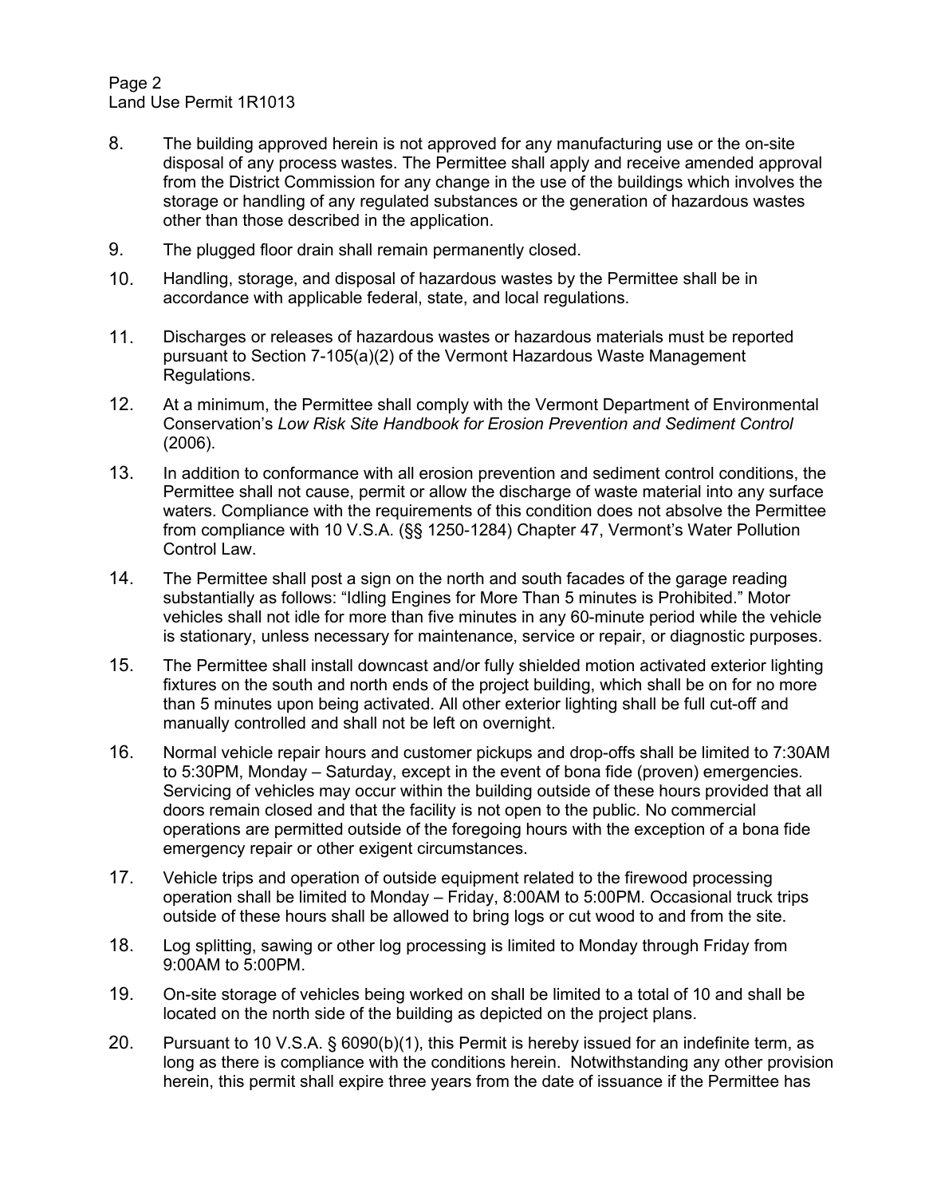8. The building approved herein is not approved for any manufacturing use or the on-site disposal of any process wastes. The Permittee shall apply and receive amended approval from the District Commission for any change in the use of the buildings which involves the storage or handling of any regulated substances or the generation of hazardous wastes other than those described in the application.

9. The plugged floor drain shall remain permanently closed.

10. Handling, storage, and disposal of hazardous wastes by the Permittee shall be in accordance with applicable federal, state, and local regulations.

11. Discharges or releases of hazardous wastes or hazardous materials must be reported pursuant to Section 7-105(a)(2) of the Vermont Hazardous Waste Management Regulations.

12. At a minimum, the Permittee shall comply with the Vermont Department of Environmental Conservation's *Low Risk Site Handbook for Erosion Prevention and Sediment Control* (2006).

13. In addition to conformance with all erosion prevention and sediment control conditions, the Permittee shall not cause, permit or allow the discharge of waste material into any surface waters. Compliance with the requirements of this condition does not absolve the Permittee from compliance with 10 V.S.A. (§§ 1250-1284) Chapter 47, Vermont's Water Pollution Control Law.

14. The Permittee shall post a sign on the north and south facades of the garage reading substantially as follows: "Idling Engines for More Than 5 minutes is Prohibited." Motor vehicles shall not idle for more than five minutes in any 60-minute period while the vehicle is stationary, unless necessary for maintenance, service or repair, or diagnostic purposes.

15. The Permittee shall install downcast and/or fully shielded motion activated exterior lighting fixtures on the south and north ends of the project building, which shall be on for no more than 5 minutes upon being activated. All other exterior lighting shall be full cut-off and manually controlled and shall not be left on overnight.

16. Normal vehicle repair hours and customer pickups and drop-offs shall be limited to 7:30AM to 5:30PM, Monday – Saturday, except in the event of bona fide (proven) emergencies. Servicing of vehicles may occur within the building outside of these hours provided that all doors remain closed and that the facility is not open to the public. No commercial operations are permitted outside of the foregoing hours with the exception of a bona fide emergency repair or other exigent circumstances.

17. Vehicle trips and operation of outside equipment related to the firewood processing operation shall be limited to Monday – Friday, 8:00AM to 5:00PM. Occasional truck trips outside of these hours shall be allowed to bring logs or cut wood to and from the site.

18. Log splitting, sawing or other log processing is limited to Monday through Friday from 9:00AM to 5:00PM.

19. On-site storage of vehicles being worked on shall be limited to a total of 10 and shall be located on the north side of the building as depicted on the project plans.

20. Pursuant to 10 V.S.A. § 6090(b)(1), this Permit is hereby issued for an indefinite term, as long as there is compliance with the conditions herein. Notwithstanding any other provision herein, this permit shall expire three years from the date of issuance if the Permittee has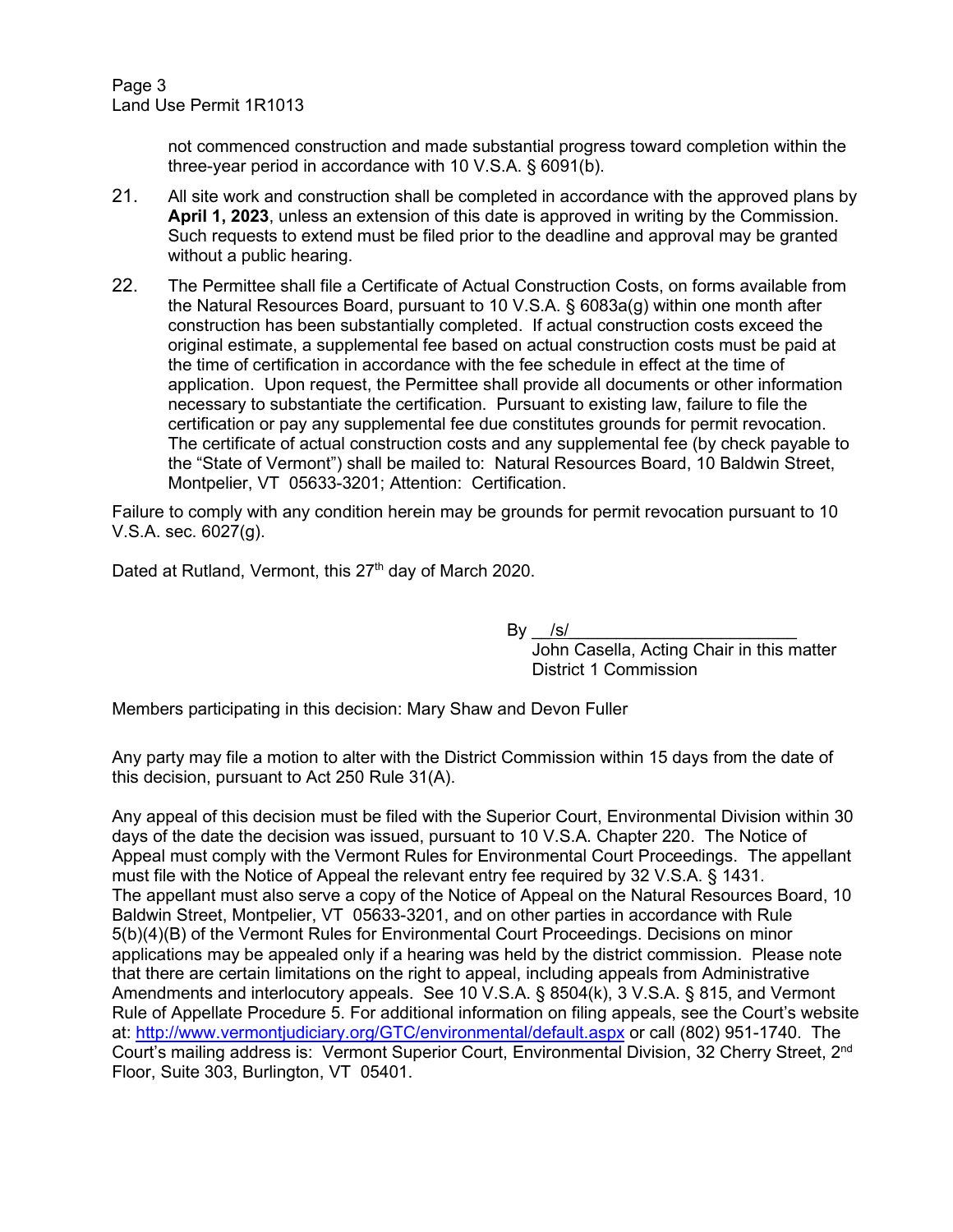not commenced construction and made substantial progress toward completion within the three-year period in accordance with 10 V.S.A. § 6091(b).

21. All site work and construction shall be completed in accordance with the approved plans by **April 1, 2023**, unless an extension of this date is approved in writing by the Commission. Such requests to extend must be filed prior to the deadline and approval may be granted without a public hearing.

22. The Permittee shall file a Certificate of Actual Construction Costs, on forms available from the Natural Resources Board, pursuant to 10 V.S.A. § 6083a(g) within one month after construction has been substantially completed. If actual construction costs exceed the original estimate, a supplemental fee based on actual construction costs must be paid at the time of certification in accordance with the fee schedule in effect at the time of application. Upon request, the Permittee shall provide all documents or other information necessary to substantiate the certification. Pursuant to existing law, failure to file the certification or pay any supplemental fee due constitutes grounds for permit revocation. The certificate of actual construction costs and any supplemental fee (by check payable to the "State of Vermont") shall be mailed to: Natural Resources Board, 10 Baldwin Street, Montpelier, VT 05633-3201; Attention: Certification.

Failure to comply with any condition herein may be grounds for permit revocation pursuant to 10 V.S.A. sec. 6027(g).

Dated at Rutland, Vermont, this 27th day of March 2020.

By /s/
John Casella, Acting Chair in this matter
District 1 Commission

Members participating in this decision: Mary Shaw and Devon Fuller

Any party may file a motion to alter with the District Commission within 15 days from the date of this decision, pursuant to Act 250 Rule 31(A).

Any appeal of this decision must be filed with the Superior Court, Environmental Division within 30 days of the date the decision was issued, pursuant to 10 V.S.A. Chapter 220. The Notice of Appeal must comply with the Vermont Rules for Environmental Court Proceedings. The appellant must file with the Notice of Appeal the relevant entry fee required by 32 V.S.A. § 1431. The appellant must also serve a copy of the Notice of Appeal on the Natural Resources Board, 10 Baldwin Street, Montpelier, VT 05633-3201, and on other parties in accordance with Rule 5(b)(4)(B) of the Vermont Rules for Environmental Court Proceedings. Decisions on minor applications may be appealed only if a hearing was held by the district commission. Please note that there are certain limitations on the right to appeal, including appeals from Administrative Amendments and interlocutory appeals. See 10 V.S.A. § 8504(k), 3 V.S.A. § 815, and Vermont Rule of Appellate Procedure 5. For additional information on filing appeals, see the Court's website at: http://www.vermontjudiciary.org/GTC/environmental/default.aspx or call (802) 951-1740. The Court's mailing address is: Vermont Superior Court, Environmental Division, 32 Cherry Street, 2nd Floor, Suite 303, Burlington, VT 05401.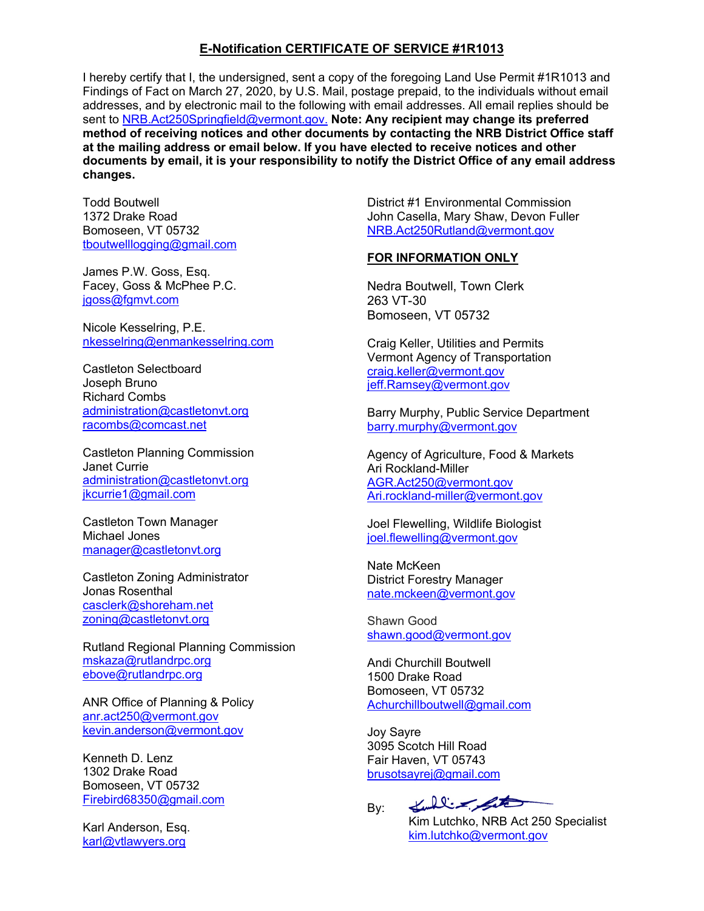**E-Notification CERTIFICATE OF SERVICE #1R1013**

I hereby certify that I, the undersigned, sent a copy of the foregoing Land Use Permit #1R1013 and Findings of Fact on March 27, 2020, by U.S. Mail, postage prepaid, to the individuals without email addresses, and by electronic mail to the following with email addresses. All email replies should be sent to NRB.Act250Springfield@vermont.gov. **Note: Any recipient may change its preferred method of receiving notices and other documents by contacting the NRB District Office staff at the mailing address or email below. If you have elected to receive notices and other documents by email, it is your responsibility to notify the District Office of any email address changes.**

Todd Boutwell
1372 Drake Road
Bomoseen, VT 05732
tboutwelllogging@gmail.com

James P.W. Goss, Esq.
Facey, Goss & McPhee P.C.
jgoss@fgmvt.com

Nicole Kesselring, P.E.
nkesselring@enmankesselring.com

Castleton Selectboard
Joseph Bruno
Richard Combs
administration@castletonvt.org
racombs@comcast.net

Castleton Planning Commission
Janet Currie
administration@castletonvt.org
jkcurrie1@gmail.com

Castleton Town Manager
Michael Jones
manager@castletonvt.org

Castleton Zoning Administrator
Jonas Rosenthal
casclerk@shoreham.net
zoning@castletonvt.org

Rutland Regional Planning Commission
mskaza@rutlandrpc.org
ebove@rutlandrpc.org

ANR Office of Planning & Policy
anr.act250@vermont.gov
kevin.anderson@vermont.gov

Kenneth D. Lenz
1302 Drake Road
Bomoseen, VT 05732
Firebird68350@gmail.com

Karl Anderson, Esq.
karl@vtlawyers.org

District #1 Environmental Commission
John Casella, Mary Shaw, Devon Fuller
NRB.Act250Rutland@vermont.gov

**FOR INFORMATION ONLY**

Nedra Boutwell, Town Clerk
263 VT-30
Bomoseen, VT 05732

Craig Keller, Utilities and Permits
Vermont Agency of Transportation
craig.keller@vermont.gov
jeff.Ramsey@vermont.gov

Barry Murphy, Public Service Department
barry.murphy@vermont.gov

Agency of Agriculture, Food & Markets
Ari Rockland-Miller
AGR.Act250@vermont.gov
Ari.rockland-miller@vermont.gov

Joel Flewelling, Wildlife Biologist
joel.flewelling@vermont.gov

Nate McKeen
District Forestry Manager
nate.mckeen@vermont.gov

Shawn Good
shawn.good@vermont.gov

Andi Churchill Boutwell
1500 Drake Road
Bomoseen, VT 05732
Achurchillboutwell@gmail.com

Joy Sayre
3095 Scotch Hill Road
Fair Haven, VT 05743
brusotsayrej@gmail.com

By:
Kim Lutchko, NRB Act 250 Specialist
kim.lutchko@vermont.gov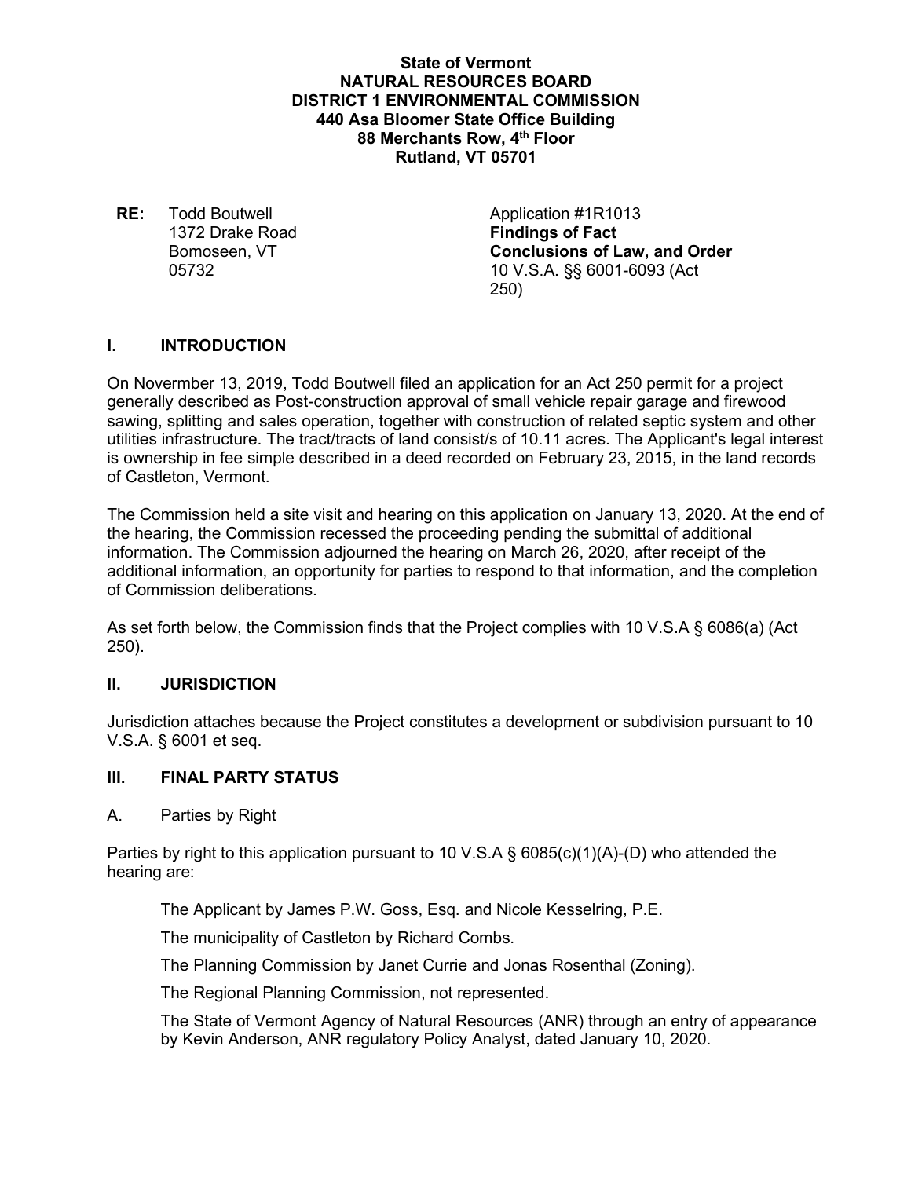**State of Vermont**
**NATURAL RESOURCES BOARD**
**DISTRICT 1 ENVIRONMENTAL COMMISSION**
**440 Asa Bloomer State Office Building**
**88 Merchants Row, 4th Floor**
**Rutland, VT 05701**

**RE:** Todd Boutwell
1372 Drake Road
Bomoseen, VT
05732

Application #1R1013
**Findings of Fact**
**Conclusions of Law, and Order**
10 V.S.A. §§ 6001-6093 (Act 250)

## I. INTRODUCTION

On Novermber 13, 2019, Todd Boutwell filed an application for an Act 250 permit for a project generally described as Post-construction approval of small vehicle repair garage and firewood sawing, splitting and sales operation, together with construction of related septic system and other utilities infrastructure. The tract/tracts of land consist/s of 10.11 acres. The Applicant's legal interest is ownership in fee simple described in a deed recorded on February 23, 2015, in the land records of Castleton, Vermont.

The Commission held a site visit and hearing on this application on January 13, 2020. At the end of the hearing, the Commission recessed the proceeding pending the submittal of additional information. The Commission adjourned the hearing on March 26, 2020, after receipt of the additional information, an opportunity for parties to respond to that information, and the completion of Commission deliberations.

As set forth below, the Commission finds that the Project complies with 10 V.S.A § 6086(a) (Act 250).

## II. JURISDICTION

Jurisdiction attaches because the Project constitutes a development or subdivision pursuant to 10 V.S.A. § 6001 et seq.

## III. FINAL PARTY STATUS

A. Parties by Right

Parties by right to this application pursuant to 10 V.S.A § 6085(c)(1)(A)-(D) who attended the hearing are:

The Applicant by James P.W. Goss, Esq. and Nicole Kesselring, P.E.

The municipality of Castleton by Richard Combs.

The Planning Commission by Janet Currie and Jonas Rosenthal (Zoning).

The Regional Planning Commission, not represented.

The State of Vermont Agency of Natural Resources (ANR) through an entry of appearance by Kevin Anderson, ANR regulatory Policy Analyst, dated January 10, 2020.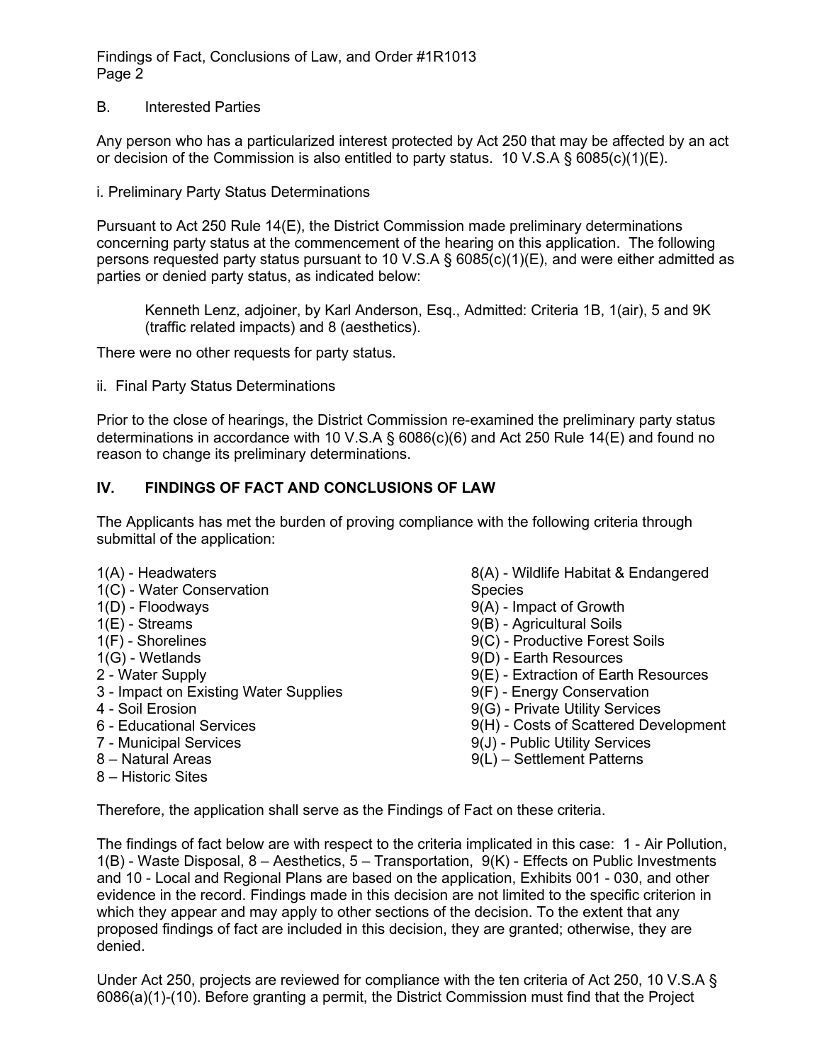B. Interested Parties

Any person who has a particularized interest protected by Act 250 that may be affected by an act or decision of the Commission is also entitled to party status. 10 V.S.A § 6085(c)(1)(E).

i. Preliminary Party Status Determinations

Pursuant to Act 250 Rule 14(E), the District Commission made preliminary determinations concerning party status at the commencement of the hearing on this application. The following persons requested party status pursuant to 10 V.S.A § 6085(c)(1)(E), and were either admitted as parties or denied party status, as indicated below:

> Kenneth Lenz, adjoiner, by Karl Anderson, Esq., Admitted: Criteria 1B, 1(air), 5 and 9K (traffic related impacts) and 8 (aesthetics).

There were no other requests for party status.

ii. Final Party Status Determinations

Prior to the close of hearings, the District Commission re-examined the preliminary party status determinations in accordance with 10 V.S.A § 6086(c)(6) and Act 250 Rule 14(E) and found no reason to change its preliminary determinations.

## IV. FINDINGS OF FACT AND CONCLUSIONS OF LAW

The Applicants has met the burden of proving compliance with the following criteria through submittal of the application:

1(A) - Headwaters
1(C) - Water Conservation
1(D) - Floodways
1(E) - Streams
1(F) - Shorelines
1(G) - Wetlands
2 - Water Supply
3 - Impact on Existing Water Supplies
4 - Soil Erosion
6 - Educational Services
7 - Municipal Services
8 – Natural Areas
8 – Historic Sites
8(A) - Wildlife Habitat & Endangered Species
9(A) - Impact of Growth
9(B) - Agricultural Soils
9(C) - Productive Forest Soils
9(D) - Earth Resources
9(E) - Extraction of Earth Resources
9(F) - Energy Conservation
9(G) - Private Utility Services
9(H) - Costs of Scattered Development
9(J) - Public Utility Services
9(L) – Settlement Patterns

Therefore, the application shall serve as the Findings of Fact on these criteria.

The findings of fact below are with respect to the criteria implicated in this case: 1 - Air Pollution, 1(B) - Waste Disposal, 8 – Aesthetics, 5 – Transportation, 9(K) - Effects on Public Investments and 10 - Local and Regional Plans are based on the application, Exhibits 001 - 030, and other evidence in the record. Findings made in this decision are not limited to the specific criterion in which they appear and may apply to other sections of the decision. To the extent that any proposed findings of fact are included in this decision, they are granted; otherwise, they are denied.

Under Act 250, projects are reviewed for compliance with the ten criteria of Act 250, 10 V.S.A § 6086(a)(1)-(10). Before granting a permit, the District Commission must find that the Project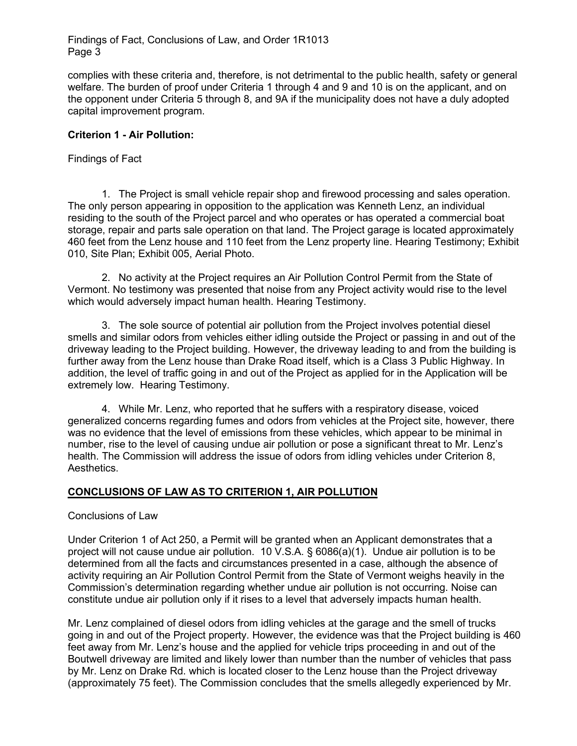complies with these criteria and, therefore, is not detrimental to the public health, safety or general welfare. The burden of proof under Criteria 1 through 4 and 9 and 10 is on the applicant, and on the opponent under Criteria 5 through 8, and 9A if the municipality does not have a duly adopted capital improvement program.

**Criterion 1 - Air Pollution:**

Findings of Fact

1. The Project is small vehicle repair shop and firewood processing and sales operation. The only person appearing in opposition to the application was Kenneth Lenz, an individual residing to the south of the Project parcel and who operates or has operated a commercial boat storage, repair and parts sale operation on that land. The Project garage is located approximately 460 feet from the Lenz house and 110 feet from the Lenz property line. Hearing Testimony; Exhibit 010, Site Plan; Exhibit 005, Aerial Photo.

2. No activity at the Project requires an Air Pollution Control Permit from the State of Vermont. No testimony was presented that noise from any Project activity would rise to the level which would adversely impact human health. Hearing Testimony.

3. The sole source of potential air pollution from the Project involves potential diesel smells and similar odors from vehicles either idling outside the Project or passing in and out of the driveway leading to the Project building. However, the driveway leading to and from the building is further away from the Lenz house than Drake Road itself, which is a Class 3 Public Highway. In addition, the level of traffic going in and out of the Project as applied for in the Application will be extremely low. Hearing Testimony.

4. While Mr. Lenz, who reported that he suffers with a respiratory disease, voiced generalized concerns regarding fumes and odors from vehicles at the Project site, however, there was no evidence that the level of emissions from these vehicles, which appear to be minimal in number, rise to the level of causing undue air pollution or pose a significant threat to Mr. Lenz's health. The Commission will address the issue of odors from idling vehicles under Criterion 8, Aesthetics.

**CONCLUSIONS OF LAW AS TO CRITERION 1, AIR POLLUTION**

Conclusions of Law

Under Criterion 1 of Act 250, a Permit will be granted when an Applicant demonstrates that a project will not cause undue air pollution. 10 V.S.A. § 6086(a)(1). Undue air pollution is to be determined from all the facts and circumstances presented in a case, although the absence of activity requiring an Air Pollution Control Permit from the State of Vermont weighs heavily in the Commission's determination regarding whether undue air pollution is not occurring. Noise can constitute undue air pollution only if it rises to a level that adversely impacts human health.

Mr. Lenz complained of diesel odors from idling vehicles at the garage and the smell of trucks going in and out of the Project property. However, the evidence was that the Project building is 460 feet away from Mr. Lenz's house and the applied for vehicle trips proceeding in and out of the Boutwell driveway are limited and likely lower than number than the number of vehicles that pass by Mr. Lenz on Drake Rd. which is located closer to the Lenz house than the Project driveway (approximately 75 feet). The Commission concludes that the smells allegedly experienced by Mr.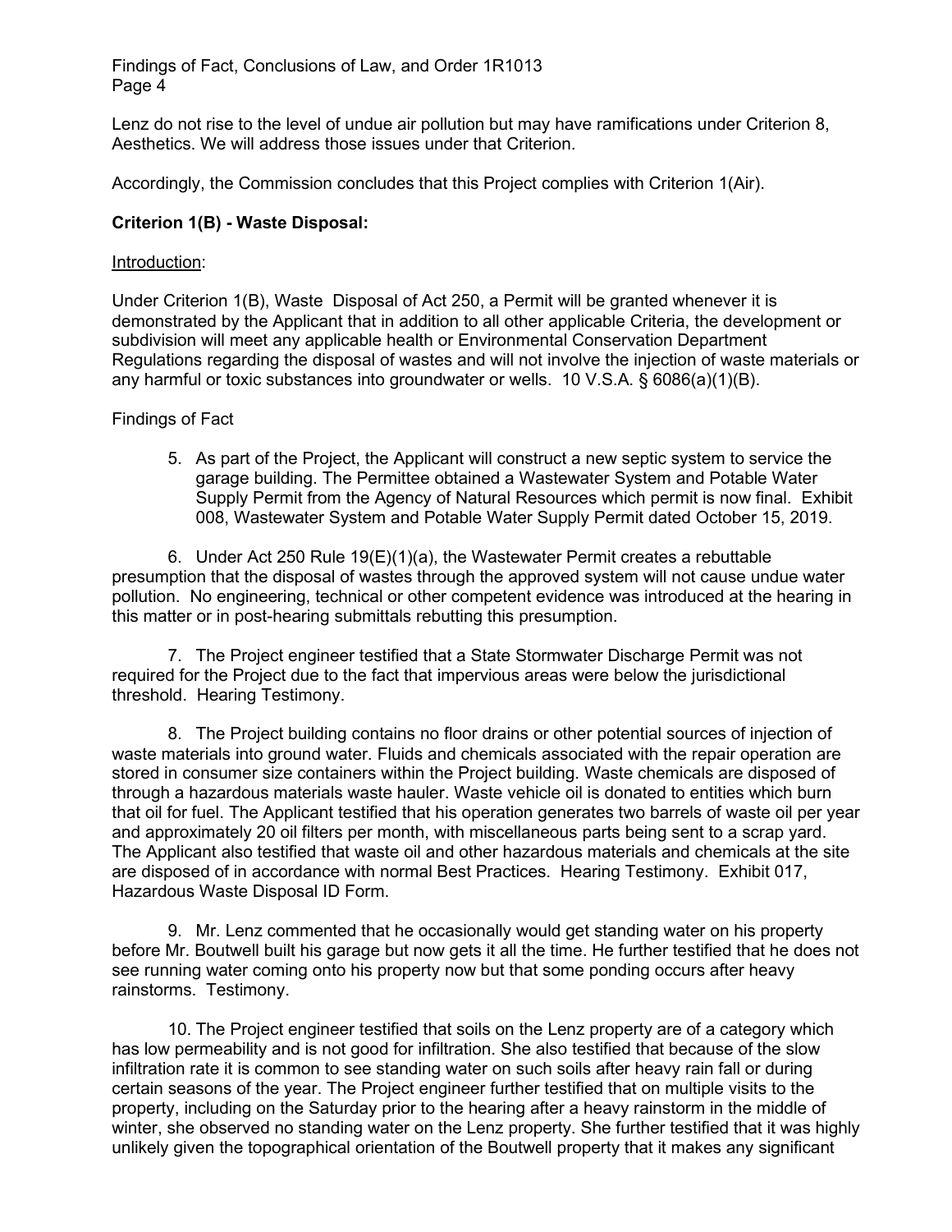Lenz do not rise to the level of undue air pollution but may have ramifications under Criterion 8, Aesthetics. We will address those issues under that Criterion.

Accordingly, the Commission concludes that this Project complies with Criterion 1(Air).

**Criterion 1(B) - Waste Disposal:**

Introduction:

Under Criterion 1(B), Waste Disposal of Act 250, a Permit will be granted whenever it is demonstrated by the Applicant that in addition to all other applicable Criteria, the development or subdivision will meet any applicable health or Environmental Conservation Department Regulations regarding the disposal of wastes and will not involve the injection of waste materials or any harmful or toxic substances into groundwater or wells. 10 V.S.A. § 6086(a)(1)(B).

Findings of Fact

5. As part of the Project, the Applicant will construct a new septic system to service the garage building. The Permittee obtained a Wastewater System and Potable Water Supply Permit from the Agency of Natural Resources which permit is now final. Exhibit 008, Wastewater System and Potable Water Supply Permit dated October 15, 2019.

6. Under Act 250 Rule 19(E)(1)(a), the Wastewater Permit creates a rebuttable presumption that the disposal of wastes through the approved system will not cause undue water pollution. No engineering, technical or other competent evidence was introduced at the hearing in this matter or in post-hearing submittals rebutting this presumption.

7. The Project engineer testified that a State Stormwater Discharge Permit was not required for the Project due to the fact that impervious areas were below the jurisdictional threshold. Hearing Testimony.

8. The Project building contains no floor drains or other potential sources of injection of waste materials into ground water. Fluids and chemicals associated with the repair operation are stored in consumer size containers within the Project building. Waste chemicals are disposed of through a hazardous materials waste hauler. Waste vehicle oil is donated to entities which burn that oil for fuel. The Applicant testified that his operation generates two barrels of waste oil per year and approximately 20 oil filters per month, with miscellaneous parts being sent to a scrap yard. The Applicant also testified that waste oil and other hazardous materials and chemicals at the site are disposed of in accordance with normal Best Practices. Hearing Testimony. Exhibit 017, Hazardous Waste Disposal ID Form.

9. Mr. Lenz commented that he occasionally would get standing water on his property before Mr. Boutwell built his garage but now gets it all the time. He further testified that he does not see running water coming onto his property now but that some ponding occurs after heavy rainstorms. Testimony.

10. The Project engineer testified that soils on the Lenz property are of a category which has low permeability and is not good for infiltration. She also testified that because of the slow infiltration rate it is common to see standing water on such soils after heavy rain fall or during certain seasons of the year. The Project engineer further testified that on multiple visits to the property, including on the Saturday prior to the hearing after a heavy rainstorm in the middle of winter, she observed no standing water on the Lenz property. She further testified that it was highly unlikely given the topographical orientation of the Boutwell property that it makes any significant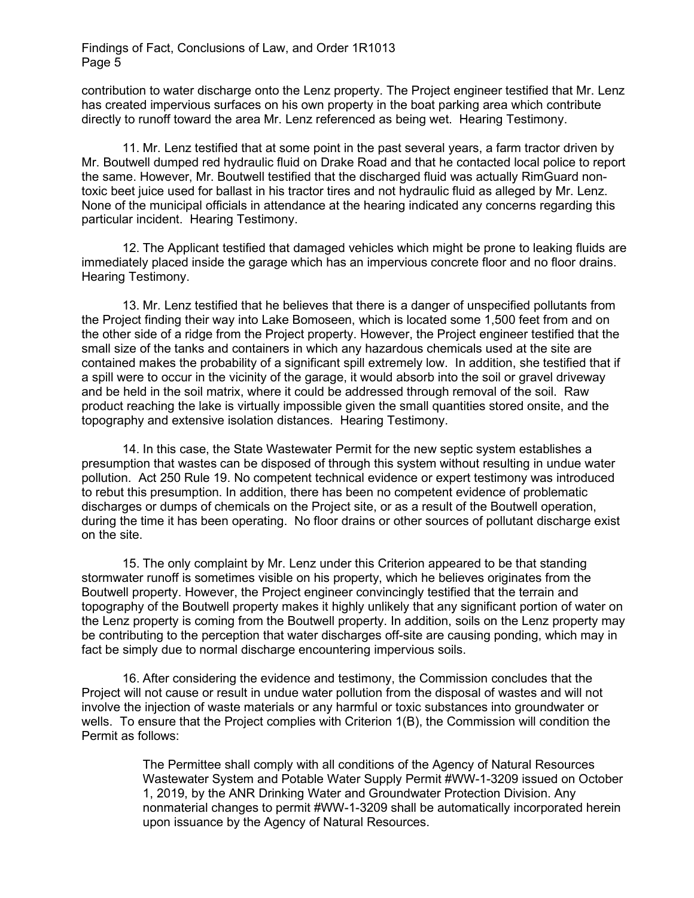contribution to water discharge onto the Lenz property. The Project engineer testified that Mr. Lenz has created impervious surfaces on his own property in the boat parking area which contribute directly to runoff toward the area Mr. Lenz referenced as being wet. Hearing Testimony.

11. Mr. Lenz testified that at some point in the past several years, a farm tractor driven by Mr. Boutwell dumped red hydraulic fluid on Drake Road and that he contacted local police to report the same. However, Mr. Boutwell testified that the discharged fluid was actually RimGuard non-toxic beet juice used for ballast in his tractor tires and not hydraulic fluid as alleged by Mr. Lenz. None of the municipal officials in attendance at the hearing indicated any concerns regarding this particular incident. Hearing Testimony.

12. The Applicant testified that damaged vehicles which might be prone to leaking fluids are immediately placed inside the garage which has an impervious concrete floor and no floor drains. Hearing Testimony.

13. Mr. Lenz testified that he believes that there is a danger of unspecified pollutants from the Project finding their way into Lake Bomoseen, which is located some 1,500 feet from and on the other side of a ridge from the Project property. However, the Project engineer testified that the small size of the tanks and containers in which any hazardous chemicals used at the site are contained makes the probability of a significant spill extremely low. In addition, she testified that if a spill were to occur in the vicinity of the garage, it would absorb into the soil or gravel driveway and be held in the soil matrix, where it could be addressed through removal of the soil. Raw product reaching the lake is virtually impossible given the small quantities stored onsite, and the topography and extensive isolation distances. Hearing Testimony.

14. In this case, the State Wastewater Permit for the new septic system establishes a presumption that wastes can be disposed of through this system without resulting in undue water pollution. Act 250 Rule 19. No competent technical evidence or expert testimony was introduced to rebut this presumption. In addition, there has been no competent evidence of problematic discharges or dumps of chemicals on the Project site, or as a result of the Boutwell operation, during the time it has been operating. No floor drains or other sources of pollutant discharge exist on the site.

15. The only complaint by Mr. Lenz under this Criterion appeared to be that standing stormwater runoff is sometimes visible on his property, which he believes originates from the Boutwell property. However, the Project engineer convincingly testified that the terrain and topography of the Boutwell property makes it highly unlikely that any significant portion of water on the Lenz property is coming from the Boutwell property. In addition, soils on the Lenz property may be contributing to the perception that water discharges off-site are causing ponding, which may in fact be simply due to normal discharge encountering impervious soils.

16. After considering the evidence and testimony, the Commission concludes that the Project will not cause or result in undue water pollution from the disposal of wastes and will not involve the injection of waste materials or any harmful or toxic substances into groundwater or wells. To ensure that the Project complies with Criterion 1(B), the Commission will condition the Permit as follows:

> The Permittee shall comply with all conditions of the Agency of Natural Resources Wastewater System and Potable Water Supply Permit #WW-1-3209 issued on October 1, 2019, by the ANR Drinking Water and Groundwater Protection Division. Any nonmaterial changes to permit #WW-1-3209 shall be automatically incorporated herein upon issuance by the Agency of Natural Resources.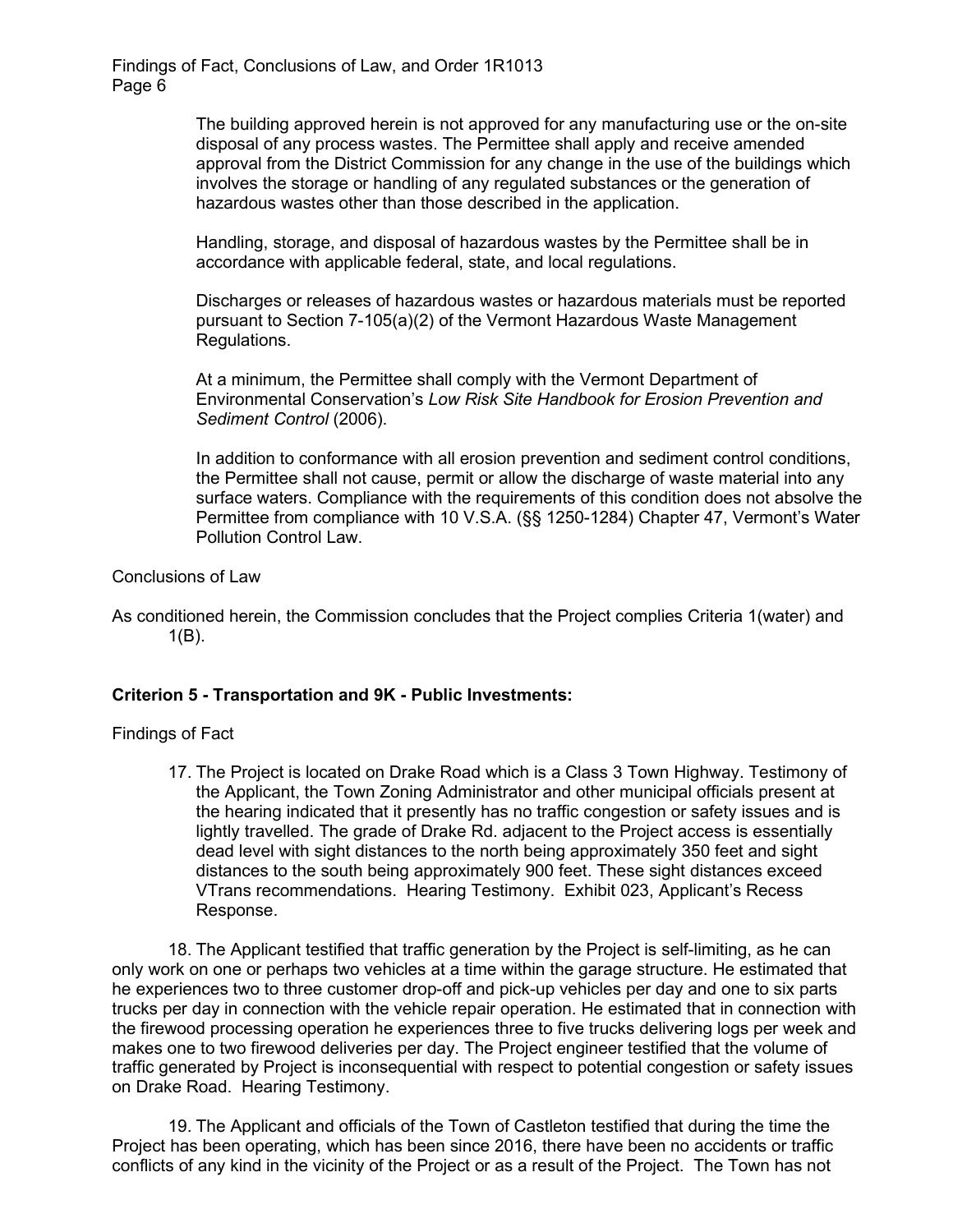The building approved herein is not approved for any manufacturing use or the on-site disposal of any process wastes. The Permittee shall apply and receive amended approval from the District Commission for any change in the use of the buildings which involves the storage or handling of any regulated substances or the generation of hazardous wastes other than those described in the application.

Handling, storage, and disposal of hazardous wastes by the Permittee shall be in accordance with applicable federal, state, and local regulations.

Discharges or releases of hazardous wastes or hazardous materials must be reported pursuant to Section 7-105(a)(2) of the Vermont Hazardous Waste Management Regulations.

At a minimum, the Permittee shall comply with the Vermont Department of Environmental Conservation's *Low Risk Site Handbook for Erosion Prevention and Sediment Control* (2006).

In addition to conformance with all erosion prevention and sediment control conditions, the Permittee shall not cause, permit or allow the discharge of waste material into any surface waters. Compliance with the requirements of this condition does not absolve the Permittee from compliance with 10 V.S.A. (§§ 1250-1284) Chapter 47, Vermont's Water Pollution Control Law.

Conclusions of Law

As conditioned herein, the Commission concludes that the Project complies Criteria 1(water) and 1(B).

**Criterion 5 - Transportation and 9K - Public Investments:**

Findings of Fact

17. The Project is located on Drake Road which is a Class 3 Town Highway. Testimony of the Applicant, the Town Zoning Administrator and other municipal officials present at the hearing indicated that it presently has no traffic congestion or safety issues and is lightly travelled. The grade of Drake Rd. adjacent to the Project access is essentially dead level with sight distances to the north being approximately 350 feet and sight distances to the south being approximately 900 feet. These sight distances exceed VTrans recommendations. Hearing Testimony. Exhibit 023, Applicant's Recess Response.

18. The Applicant testified that traffic generation by the Project is self-limiting, as he can only work on one or perhaps two vehicles at a time within the garage structure. He estimated that he experiences two to three customer drop-off and pick-up vehicles per day and one to six parts trucks per day in connection with the vehicle repair operation. He estimated that in connection with the firewood processing operation he experiences three to five trucks delivering logs per week and makes one to two firewood deliveries per day. The Project engineer testified that the volume of traffic generated by Project is inconsequential with respect to potential congestion or safety issues on Drake Road. Hearing Testimony.

19. The Applicant and officials of the Town of Castleton testified that during the time the Project has been operating, which has been since 2016, there have been no accidents or traffic conflicts of any kind in the vicinity of the Project or as a result of the Project. The Town has not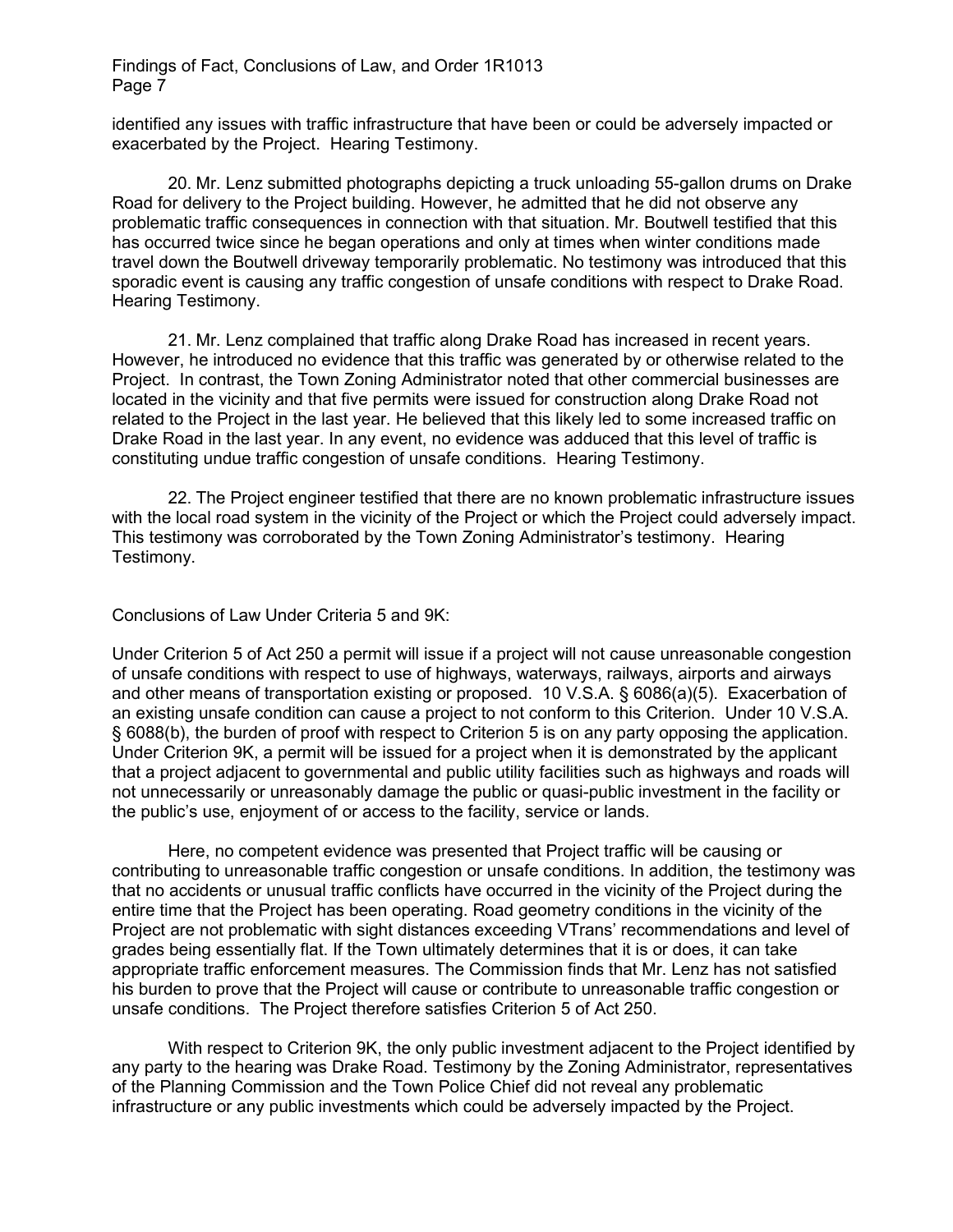identified any issues with traffic infrastructure that have been or could be adversely impacted or exacerbated by the Project. Hearing Testimony.

20. Mr. Lenz submitted photographs depicting a truck unloading 55-gallon drums on Drake Road for delivery to the Project building. However, he admitted that he did not observe any problematic traffic consequences in connection with that situation. Mr. Boutwell testified that this has occurred twice since he began operations and only at times when winter conditions made travel down the Boutwell driveway temporarily problematic. No testimony was introduced that this sporadic event is causing any traffic congestion of unsafe conditions with respect to Drake Road. Hearing Testimony.

21. Mr. Lenz complained that traffic along Drake Road has increased in recent years. However, he introduced no evidence that this traffic was generated by or otherwise related to the Project. In contrast, the Town Zoning Administrator noted that other commercial businesses are located in the vicinity and that five permits were issued for construction along Drake Road not related to the Project in the last year. He believed that this likely led to some increased traffic on Drake Road in the last year. In any event, no evidence was adduced that this level of traffic is constituting undue traffic congestion of unsafe conditions. Hearing Testimony.

22. The Project engineer testified that there are no known problematic infrastructure issues with the local road system in the vicinity of the Project or which the Project could adversely impact. This testimony was corroborated by the Town Zoning Administrator's testimony. Hearing Testimony.

Conclusions of Law Under Criteria 5 and 9K:

Under Criterion 5 of Act 250 a permit will issue if a project will not cause unreasonable congestion of unsafe conditions with respect to use of highways, waterways, railways, airports and airways and other means of transportation existing or proposed. 10 V.S.A. § 6086(a)(5). Exacerbation of an existing unsafe condition can cause a project to not conform to this Criterion. Under 10 V.S.A. § 6088(b), the burden of proof with respect to Criterion 5 is on any party opposing the application. Under Criterion 9K, a permit will be issued for a project when it is demonstrated by the applicant that a project adjacent to governmental and public utility facilities such as highways and roads will not unnecessarily or unreasonably damage the public or quasi-public investment in the facility or the public's use, enjoyment of or access to the facility, service or lands.

Here, no competent evidence was presented that Project traffic will be causing or contributing to unreasonable traffic congestion or unsafe conditions. In addition, the testimony was that no accidents or unusual traffic conflicts have occurred in the vicinity of the Project during the entire time that the Project has been operating. Road geometry conditions in the vicinity of the Project are not problematic with sight distances exceeding VTrans' recommendations and level of grades being essentially flat. If the Town ultimately determines that it is or does, it can take appropriate traffic enforcement measures. The Commission finds that Mr. Lenz has not satisfied his burden to prove that the Project will cause or contribute to unreasonable traffic congestion or unsafe conditions. The Project therefore satisfies Criterion 5 of Act 250.

With respect to Criterion 9K, the only public investment adjacent to the Project identified by any party to the hearing was Drake Road. Testimony by the Zoning Administrator, representatives of the Planning Commission and the Town Police Chief did not reveal any problematic infrastructure or any public investments which could be adversely impacted by the Project.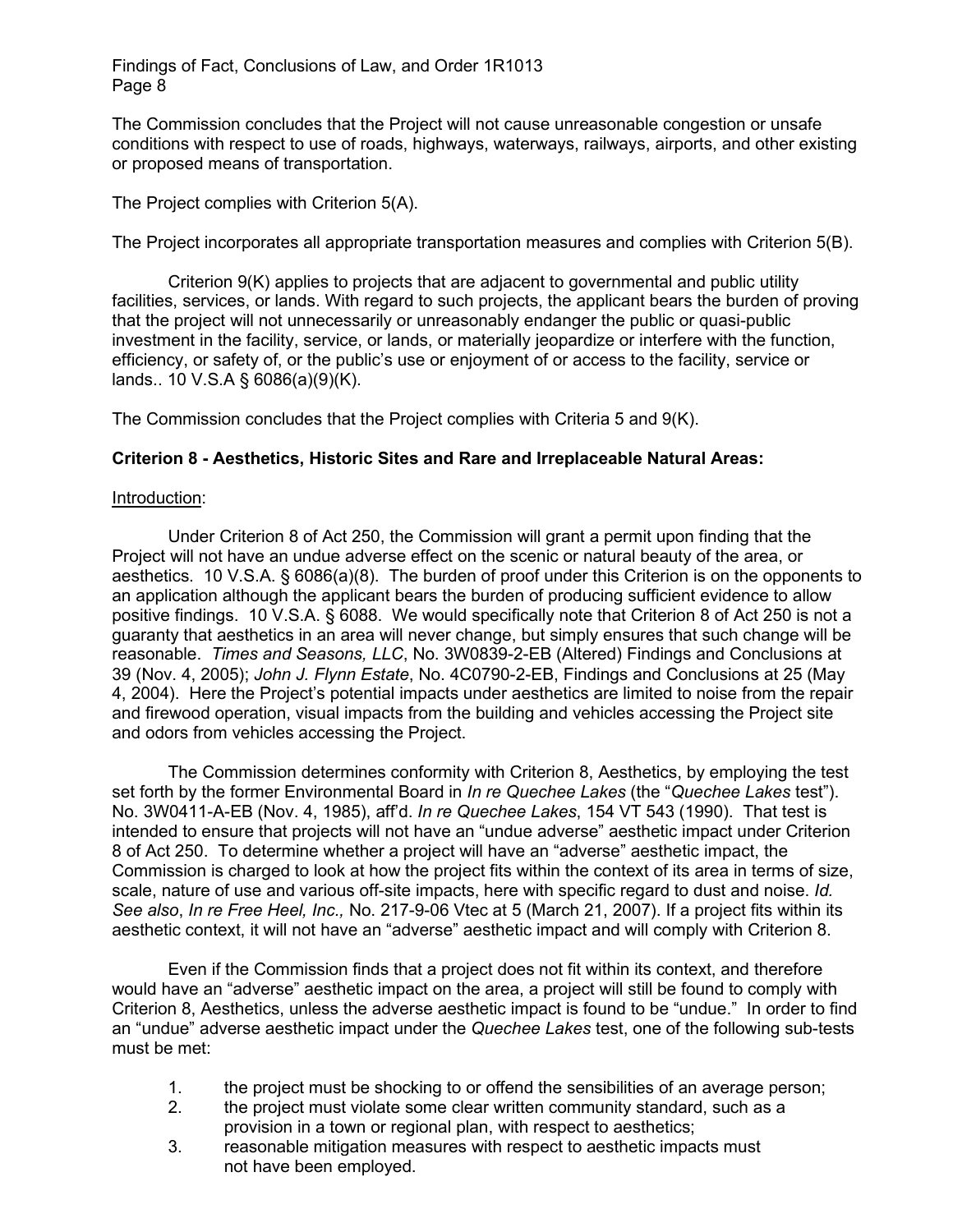The Commission concludes that the Project will not cause unreasonable congestion or unsafe conditions with respect to use of roads, highways, waterways, railways, airports, and other existing or proposed means of transportation.

The Project complies with Criterion 5(A).

The Project incorporates all appropriate transportation measures and complies with Criterion 5(B).

Criterion 9(K) applies to projects that are adjacent to governmental and public utility facilities, services, or lands. With regard to such projects, the applicant bears the burden of proving that the project will not unnecessarily or unreasonably endanger the public or quasi-public investment in the facility, service, or lands, or materially jeopardize or interfere with the function, efficiency, or safety of, or the public's use or enjoyment of or access to the facility, service or lands.. 10 V.S.A § 6086(a)(9)(K).

The Commission concludes that the Project complies with Criteria 5 and 9(K).

**Criterion 8 - Aesthetics, Historic Sites and Rare and Irreplaceable Natural Areas:**

Introduction:

Under Criterion 8 of Act 250, the Commission will grant a permit upon finding that the Project will not have an undue adverse effect on the scenic or natural beauty of the area, or aesthetics. 10 V.S.A. § 6086(a)(8). The burden of proof under this Criterion is on the opponents to an application although the applicant bears the burden of producing sufficient evidence to allow positive findings. 10 V.S.A. § 6088. We would specifically note that Criterion 8 of Act 250 is not a guaranty that aesthetics in an area will never change, but simply ensures that such change will be reasonable. *Times and Seasons, LLC*, No. 3W0839-2-EB (Altered) Findings and Conclusions at 39 (Nov. 4, 2005); *John J. Flynn Estate*, No. 4C0790-2-EB, Findings and Conclusions at 25 (May 4, 2004). Here the Project's potential impacts under aesthetics are limited to noise from the repair and firewood operation, visual impacts from the building and vehicles accessing the Project site and odors from vehicles accessing the Project.

The Commission determines conformity with Criterion 8, Aesthetics, by employing the test set forth by the former Environmental Board in *In re Quechee Lakes* (the "*Quechee Lakes* test"). No. 3W0411-A-EB (Nov. 4, 1985), aff'd. *In re Quechee Lakes*, 154 VT 543 (1990). That test is intended to ensure that projects will not have an "undue adverse" aesthetic impact under Criterion 8 of Act 250. To determine whether a project will have an "adverse" aesthetic impact, the Commission is charged to look at how the project fits within the context of its area in terms of size, scale, nature of use and various off-site impacts, here with specific regard to dust and noise. *Id. See also*, *In re Free Heel, Inc.,* No. 217-9-06 Vtec at 5 (March 21, 2007). If a project fits within its aesthetic context, it will not have an "adverse" aesthetic impact and will comply with Criterion 8.

Even if the Commission finds that a project does not fit within its context, and therefore would have an "adverse" aesthetic impact on the area, a project will still be found to comply with Criterion 8, Aesthetics, unless the adverse aesthetic impact is found to be "undue." In order to find an "undue" adverse aesthetic impact under the *Quechee Lakes* test, one of the following sub-tests must be met:

1. the project must be shocking to or offend the sensibilities of an average person;
2. the project must violate some clear written community standard, such as a provision in a town or regional plan, with respect to aesthetics;
3. reasonable mitigation measures with respect to aesthetic impacts must not have been employed.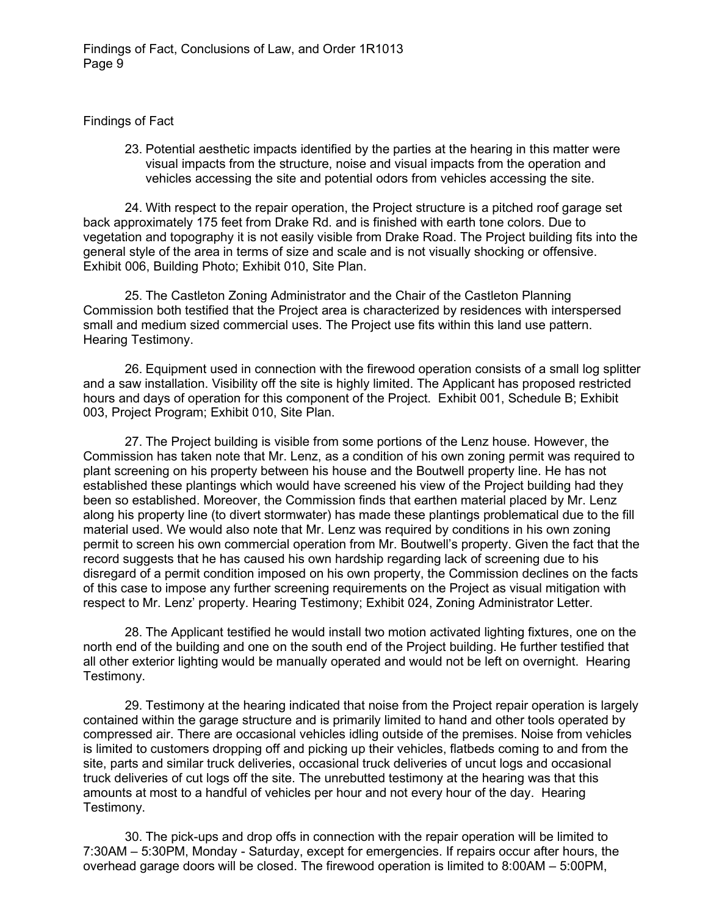Findings of Fact

23. Potential aesthetic impacts identified by the parties at the hearing in this matter were visual impacts from the structure, noise and visual impacts from the operation and vehicles accessing the site and potential odors from vehicles accessing the site.

24. With respect to the repair operation, the Project structure is a pitched roof garage set back approximately 175 feet from Drake Rd. and is finished with earth tone colors. Due to vegetation and topography it is not easily visible from Drake Road. The Project building fits into the general style of the area in terms of size and scale and is not visually shocking or offensive. Exhibit 006, Building Photo; Exhibit 010, Site Plan.

25. The Castleton Zoning Administrator and the Chair of the Castleton Planning Commission both testified that the Project area is characterized by residences with interspersed small and medium sized commercial uses. The Project use fits within this land use pattern. Hearing Testimony.

26. Equipment used in connection with the firewood operation consists of a small log splitter and a saw installation. Visibility off the site is highly limited. The Applicant has proposed restricted hours and days of operation for this component of the Project. Exhibit 001, Schedule B; Exhibit 003, Project Program; Exhibit 010, Site Plan.

27. The Project building is visible from some portions of the Lenz house. However, the Commission has taken note that Mr. Lenz, as a condition of his own zoning permit was required to plant screening on his property between his house and the Boutwell property line. He has not established these plantings which would have screened his view of the Project building had they been so established. Moreover, the Commission finds that earthen material placed by Mr. Lenz along his property line (to divert stormwater) has made these plantings problematical due to the fill material used. We would also note that Mr. Lenz was required by conditions in his own zoning permit to screen his own commercial operation from Mr. Boutwell's property. Given the fact that the record suggests that he has caused his own hardship regarding lack of screening due to his disregard of a permit condition imposed on his own property, the Commission declines on the facts of this case to impose any further screening requirements on the Project as visual mitigation with respect to Mr. Lenz' property. Hearing Testimony; Exhibit 024, Zoning Administrator Letter.

28. The Applicant testified he would install two motion activated lighting fixtures, one on the north end of the building and one on the south end of the Project building. He further testified that all other exterior lighting would be manually operated and would not be left on overnight. Hearing Testimony.

29. Testimony at the hearing indicated that noise from the Project repair operation is largely contained within the garage structure and is primarily limited to hand and other tools operated by compressed air. There are occasional vehicles idling outside of the premises. Noise from vehicles is limited to customers dropping off and picking up their vehicles, flatbeds coming to and from the site, parts and similar truck deliveries, occasional truck deliveries of uncut logs and occasional truck deliveries of cut logs off the site. The unrebutted testimony at the hearing was that this amounts at most to a handful of vehicles per hour and not every hour of the day. Hearing Testimony.

30. The pick-ups and drop offs in connection with the repair operation will be limited to 7:30AM – 5:30PM, Monday - Saturday, except for emergencies. If repairs occur after hours, the overhead garage doors will be closed. The firewood operation is limited to 8:00AM – 5:00PM,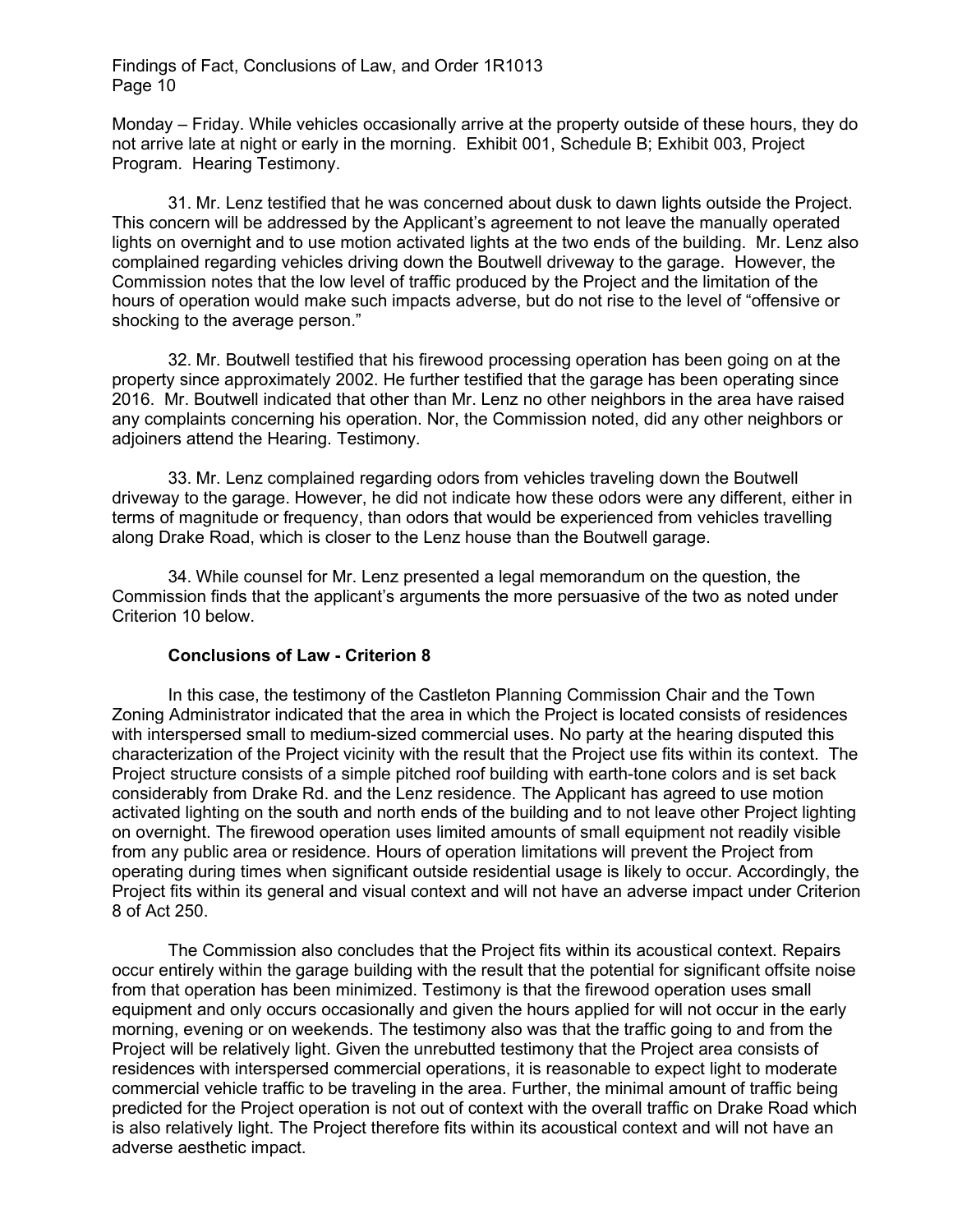Monday – Friday. While vehicles occasionally arrive at the property outside of these hours, they do not arrive late at night or early in the morning. Exhibit 001, Schedule B; Exhibit 003, Project Program. Hearing Testimony.

31. Mr. Lenz testified that he was concerned about dusk to dawn lights outside the Project. This concern will be addressed by the Applicant's agreement to not leave the manually operated lights on overnight and to use motion activated lights at the two ends of the building. Mr. Lenz also complained regarding vehicles driving down the Boutwell driveway to the garage. However, the Commission notes that the low level of traffic produced by the Project and the limitation of the hours of operation would make such impacts adverse, but do not rise to the level of "offensive or shocking to the average person."

32. Mr. Boutwell testified that his firewood processing operation has been going on at the property since approximately 2002. He further testified that the garage has been operating since 2016. Mr. Boutwell indicated that other than Mr. Lenz no other neighbors in the area have raised any complaints concerning his operation. Nor, the Commission noted, did any other neighbors or adjoiners attend the Hearing. Testimony.

33. Mr. Lenz complained regarding odors from vehicles traveling down the Boutwell driveway to the garage. However, he did not indicate how these odors were any different, either in terms of magnitude or frequency, than odors that would be experienced from vehicles travelling along Drake Road, which is closer to the Lenz house than the Boutwell garage.

34. While counsel for Mr. Lenz presented a legal memorandum on the question, the Commission finds that the applicant's arguments the more persuasive of the two as noted under Criterion 10 below.

### Conclusions of Law - Criterion 8

In this case, the testimony of the Castleton Planning Commission Chair and the Town Zoning Administrator indicated that the area in which the Project is located consists of residences with interspersed small to medium-sized commercial uses. No party at the hearing disputed this characterization of the Project vicinity with the result that the Project use fits within its context. The Project structure consists of a simple pitched roof building with earth-tone colors and is set back considerably from Drake Rd. and the Lenz residence. The Applicant has agreed to use motion activated lighting on the south and north ends of the building and to not leave other Project lighting on overnight. The firewood operation uses limited amounts of small equipment not readily visible from any public area or residence. Hours of operation limitations will prevent the Project from operating during times when significant outside residential usage is likely to occur. Accordingly, the Project fits within its general and visual context and will not have an adverse impact under Criterion 8 of Act 250.

The Commission also concludes that the Project fits within its acoustical context. Repairs occur entirely within the garage building with the result that the potential for significant offsite noise from that operation has been minimized. Testimony is that the firewood operation uses small equipment and only occurs occasionally and given the hours applied for will not occur in the early morning, evening or on weekends. The testimony also was that the traffic going to and from the Project will be relatively light. Given the unrebutted testimony that the Project area consists of residences with interspersed commercial operations, it is reasonable to expect light to moderate commercial vehicle traffic to be traveling in the area. Further, the minimal amount of traffic being predicted for the Project operation is not out of context with the overall traffic on Drake Road which is also relatively light. The Project therefore fits within its acoustical context and will not have an adverse aesthetic impact.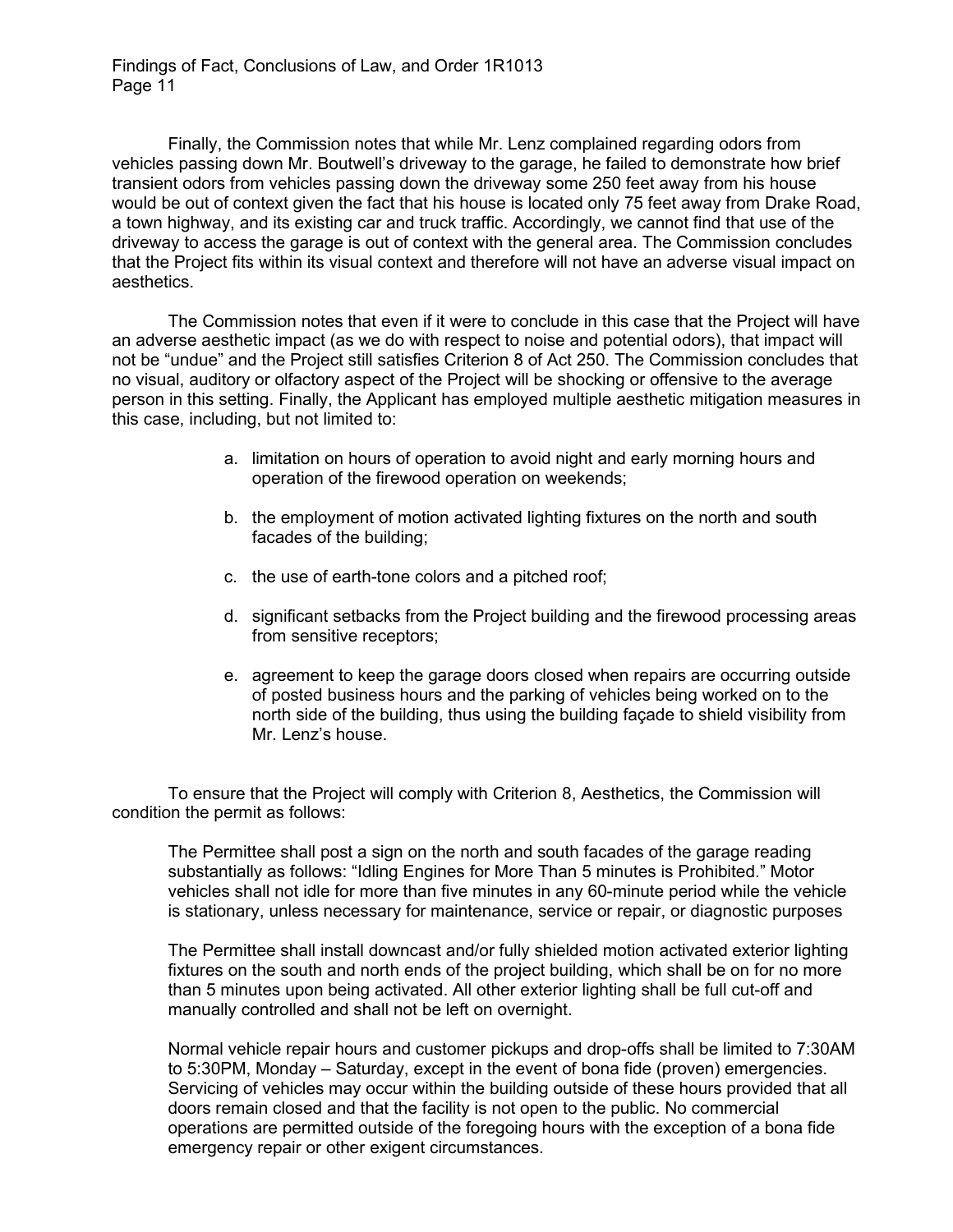Finally, the Commission notes that while Mr. Lenz complained regarding odors from vehicles passing down Mr. Boutwell's driveway to the garage, he failed to demonstrate how brief transient odors from vehicles passing down the driveway some 250 feet away from his house would be out of context given the fact that his house is located only 75 feet away from Drake Road, a town highway, and its existing car and truck traffic. Accordingly, we cannot find that use of the driveway to access the garage is out of context with the general area. The Commission concludes that the Project fits within its visual context and therefore will not have an adverse visual impact on aesthetics.

The Commission notes that even if it were to conclude in this case that the Project will have an adverse aesthetic impact (as we do with respect to noise and potential odors), that impact will not be "undue" and the Project still satisfies Criterion 8 of Act 250. The Commission concludes that no visual, auditory or olfactory aspect of the Project will be shocking or offensive to the average person in this setting. Finally, the Applicant has employed multiple aesthetic mitigation measures in this case, including, but not limited to:

a. limitation on hours of operation to avoid night and early morning hours and operation of the firewood operation on weekends;

b. the employment of motion activated lighting fixtures on the north and south facades of the building;

c. the use of earth-tone colors and a pitched roof;

d. significant setbacks from the Project building and the firewood processing areas from sensitive receptors;

e. agreement to keep the garage doors closed when repairs are occurring outside of posted business hours and the parking of vehicles being worked on to the north side of the building, thus using the building façade to shield visibility from Mr. Lenz's house.

To ensure that the Project will comply with Criterion 8, Aesthetics, the Commission will condition the permit as follows:

> The Permittee shall post a sign on the north and south facades of the garage reading substantially as follows: "Idling Engines for More Than 5 minutes is Prohibited." Motor vehicles shall not idle for more than five minutes in any 60-minute period while the vehicle is stationary, unless necessary for maintenance, service or repair, or diagnostic purposes
>
> The Permittee shall install downcast and/or fully shielded motion activated exterior lighting fixtures on the south and north ends of the project building, which shall be on for no more than 5 minutes upon being activated. All other exterior lighting shall be full cut-off and manually controlled and shall not be left on overnight.
>
> Normal vehicle repair hours and customer pickups and drop-offs shall be limited to 7:30AM to 5:30PM, Monday – Saturday, except in the event of bona fide (proven) emergencies. Servicing of vehicles may occur within the building outside of these hours provided that all doors remain closed and that the facility is not open to the public. No commercial operations are permitted outside of the foregoing hours with the exception of a bona fide emergency repair or other exigent circumstances.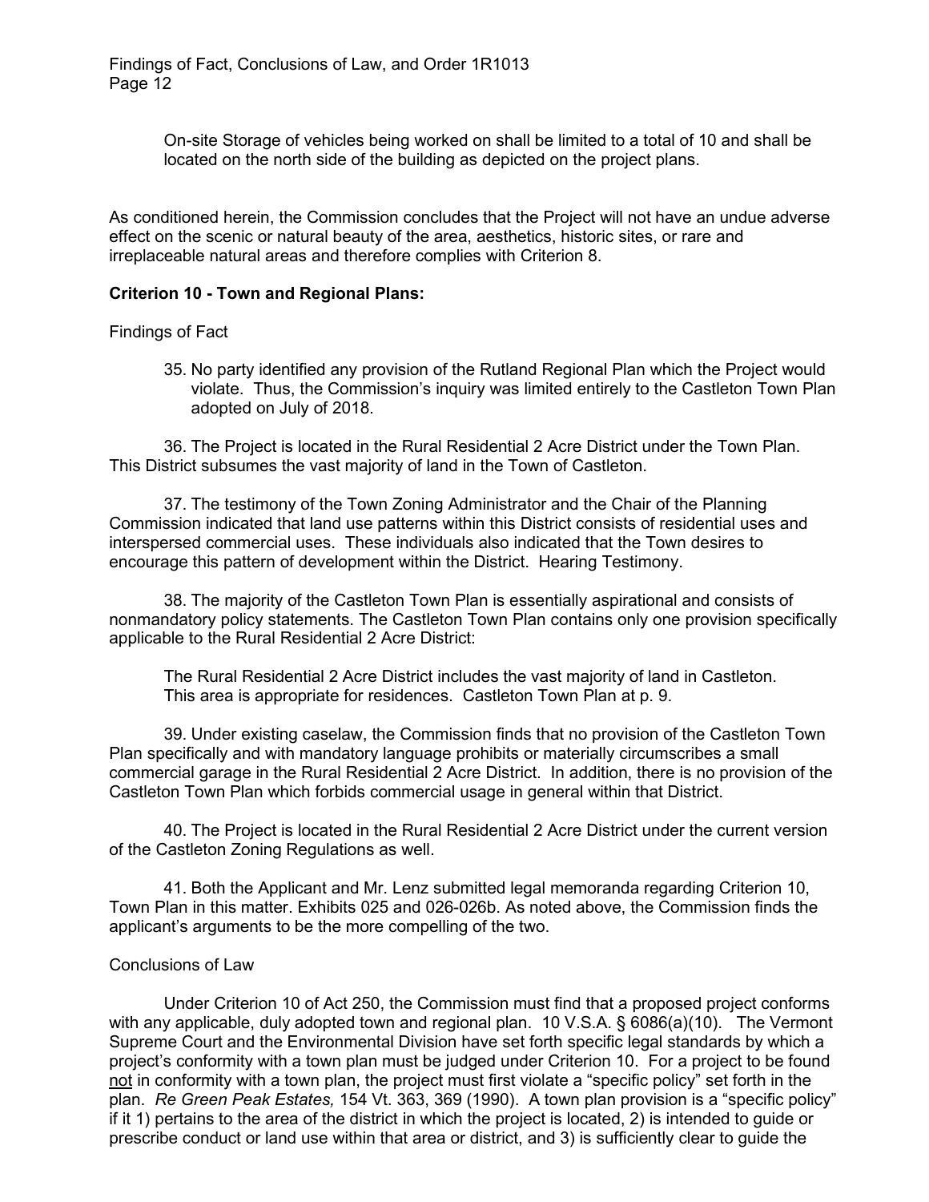On-site Storage of vehicles being worked on shall be limited to a total of 10 and shall be located on the north side of the building as depicted on the project plans.

As conditioned herein, the Commission concludes that the Project will not have an undue adverse effect on the scenic or natural beauty of the area, aesthetics, historic sites, or rare and irreplaceable natural areas and therefore complies with Criterion 8.

**Criterion 10 - Town and Regional Plans:**

Findings of Fact

35. No party identified any provision of the Rutland Regional Plan which the Project would violate. Thus, the Commission's inquiry was limited entirely to the Castleton Town Plan adopted on July of 2018.

36. The Project is located in the Rural Residential 2 Acre District under the Town Plan. This District subsumes the vast majority of land in the Town of Castleton.

37. The testimony of the Town Zoning Administrator and the Chair of the Planning Commission indicated that land use patterns within this District consists of residential uses and interspersed commercial uses. These individuals also indicated that the Town desires to encourage this pattern of development within the District. Hearing Testimony.

38. The majority of the Castleton Town Plan is essentially aspirational and consists of nonmandatory policy statements. The Castleton Town Plan contains only one provision specifically applicable to the Rural Residential 2 Acre District:

> The Rural Residential 2 Acre District includes the vast majority of land in Castleton. This area is appropriate for residences. Castleton Town Plan at p. 9.

39. Under existing caselaw, the Commission finds that no provision of the Castleton Town Plan specifically and with mandatory language prohibits or materially circumscribes a small commercial garage in the Rural Residential 2 Acre District. In addition, there is no provision of the Castleton Town Plan which forbids commercial usage in general within that District.

40. The Project is located in the Rural Residential 2 Acre District under the current version of the Castleton Zoning Regulations as well.

41. Both the Applicant and Mr. Lenz submitted legal memoranda regarding Criterion 10, Town Plan in this matter. Exhibits 025 and 026-026b. As noted above, the Commission finds the applicant's arguments to be the more compelling of the two.

Conclusions of Law

Under Criterion 10 of Act 250, the Commission must find that a proposed project conforms with any applicable, duly adopted town and regional plan. 10 V.S.A. § 6086(a)(10). The Vermont Supreme Court and the Environmental Division have set forth specific legal standards by which a project's conformity with a town plan must be judged under Criterion 10. For a project to be found <u>not</u> in conformity with a town plan, the project must first violate a "specific policy" set forth in the plan. *Re Green Peak Estates,* 154 Vt. 363, 369 (1990). A town plan provision is a "specific policy" if it 1) pertains to the area of the district in which the project is located, 2) is intended to guide or prescribe conduct or land use within that area or district, and 3) is sufficiently clear to guide the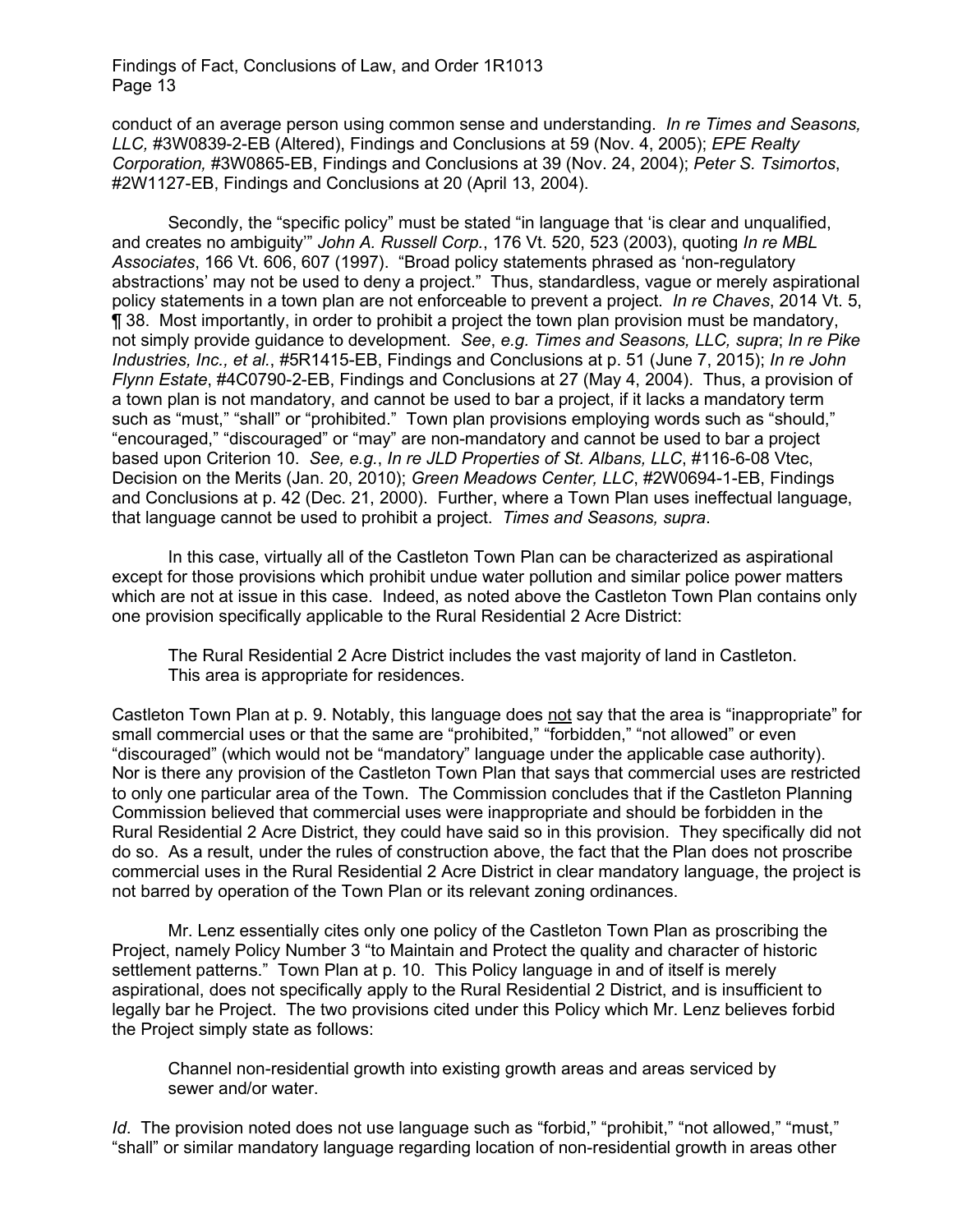conduct of an average person using common sense and understanding. *In re Times and Seasons, LLC,* #3W0839-2-EB (Altered), Findings and Conclusions at 59 (Nov. 4, 2005); *EPE Realty Corporation,* #3W0865-EB, Findings and Conclusions at 39 (Nov. 24, 2004); *Peter S. Tsimortos*, #2W1127-EB, Findings and Conclusions at 20 (April 13, 2004).

Secondly, the "specific policy" must be stated "in language that 'is clear and unqualified, and creates no ambiguity'" *John A. Russell Corp.*, 176 Vt. 520, 523 (2003), quoting *In re MBL Associates*, 166 Vt. 606, 607 (1997). "Broad policy statements phrased as 'non-regulatory abstractions' may not be used to deny a project." Thus, standardless, vague or merely aspirational policy statements in a town plan are not enforceable to prevent a project. *In re Chaves*, 2014 Vt. 5, ¶ 38. Most importantly, in order to prohibit a project the town plan provision must be mandatory, not simply provide guidance to development. *See*, *e.g. Times and Seasons, LLC, supra*; *In re Pike Industries, Inc., et al.*, #5R1415-EB, Findings and Conclusions at p. 51 (June 7, 2015); *In re John Flynn Estate*, #4C0790-2-EB, Findings and Conclusions at 27 (May 4, 2004). Thus, a provision of a town plan is not mandatory, and cannot be used to bar a project, if it lacks a mandatory term such as "must," "shall" or "prohibited." Town plan provisions employing words such as "should," "encouraged," "discouraged" or "may" are non-mandatory and cannot be used to bar a project based upon Criterion 10. *See, e.g.*, *In re JLD Properties of St. Albans, LLC*, #116-6-08 Vtec, Decision on the Merits (Jan. 20, 2010); *Green Meadows Center, LLC*, #2W0694-1-EB, Findings and Conclusions at p. 42 (Dec. 21, 2000). Further, where a Town Plan uses ineffectual language, that language cannot be used to prohibit a project. *Times and Seasons, supra*.

In this case, virtually all of the Castleton Town Plan can be characterized as aspirational except for those provisions which prohibit undue water pollution and similar police power matters which are not at issue in this case. Indeed, as noted above the Castleton Town Plan contains only one provision specifically applicable to the Rural Residential 2 Acre District:

> The Rural Residential 2 Acre District includes the vast majority of land in Castleton. This area is appropriate for residences.

Castleton Town Plan at p. 9. Notably, this language does <u>not</u> say that the area is "inappropriate" for small commercial uses or that the same are "prohibited," "forbidden," "not allowed" or even "discouraged" (which would not be "mandatory" language under the applicable case authority). Nor is there any provision of the Castleton Town Plan that says that commercial uses are restricted to only one particular area of the Town. The Commission concludes that if the Castleton Planning Commission believed that commercial uses were inappropriate and should be forbidden in the Rural Residential 2 Acre District, they could have said so in this provision. They specifically did not do so. As a result, under the rules of construction above, the fact that the Plan does not proscribe commercial uses in the Rural Residential 2 Acre District in clear mandatory language, the project is not barred by operation of the Town Plan or its relevant zoning ordinances.

Mr. Lenz essentially cites only one policy of the Castleton Town Plan as proscribing the Project, namely Policy Number 3 "to Maintain and Protect the quality and character of historic settlement patterns." Town Plan at p. 10. This Policy language in and of itself is merely aspirational, does not specifically apply to the Rural Residential 2 District, and is insufficient to legally bar he Project. The two provisions cited under this Policy which Mr. Lenz believes forbid the Project simply state as follows:

> Channel non-residential growth into existing growth areas and areas serviced by sewer and/or water.

*Id*. The provision noted does not use language such as "forbid," "prohibit," "not allowed," "must," "shall" or similar mandatory language regarding location of non-residential growth in areas other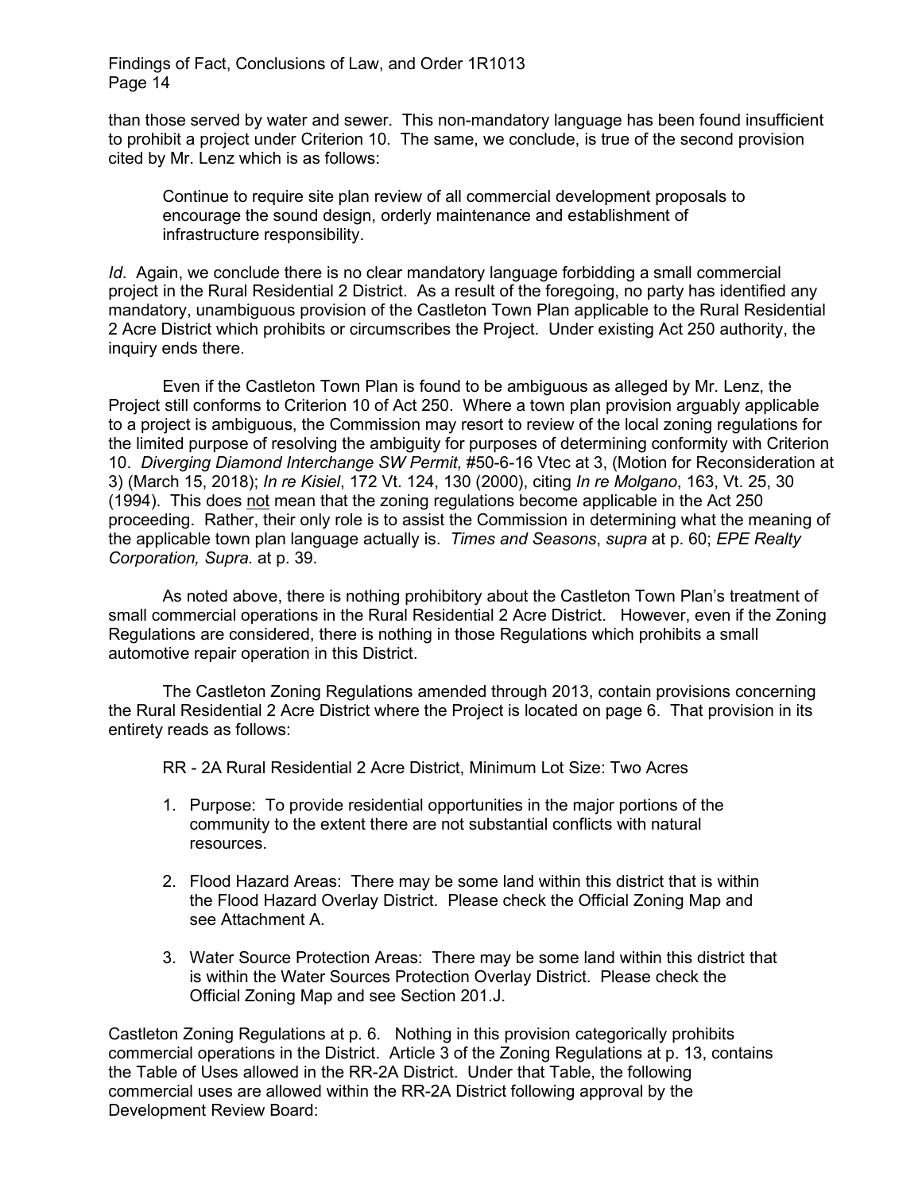than those served by water and sewer. This non-mandatory language has been found insufficient to prohibit a project under Criterion 10. The same, we conclude, is true of the second provision cited by Mr. Lenz which is as follows:

> Continue to require site plan review of all commercial development proposals to encourage the sound design, orderly maintenance and establishment of infrastructure responsibility.

*Id*. Again, we conclude there is no clear mandatory language forbidding a small commercial project in the Rural Residential 2 District. As a result of the foregoing, no party has identified any mandatory, unambiguous provision of the Castleton Town Plan applicable to the Rural Residential 2 Acre District which prohibits or circumscribes the Project. Under existing Act 250 authority, the inquiry ends there.

Even if the Castleton Town Plan is found to be ambiguous as alleged by Mr. Lenz, the Project still conforms to Criterion 10 of Act 250. Where a town plan provision arguably applicable to a project is ambiguous, the Commission may resort to review of the local zoning regulations for the limited purpose of resolving the ambiguity for purposes of determining conformity with Criterion 10. *Diverging Diamond Interchange SW Permit,* #50-6-16 Vtec at 3, (Motion for Reconsideration at 3) (March 15, 2018); *In re Kisiel*, 172 Vt. 124, 130 (2000), citing *In re Molgano*, 163, Vt. 25, 30 (1994). This does not mean that the zoning regulations become applicable in the Act 250 proceeding. Rather, their only role is to assist the Commission in determining what the meaning of the applicable town plan language actually is. *Times and Seasons*, *supra* at p. 60; *EPE Realty Corporation, Supra.* at p. 39.

As noted above, there is nothing prohibitory about the Castleton Town Plan's treatment of small commercial operations in the Rural Residential 2 Acre District. However, even if the Zoning Regulations are considered, there is nothing in those Regulations which prohibits a small automotive repair operation in this District.

The Castleton Zoning Regulations amended through 2013, contain provisions concerning the Rural Residential 2 Acre District where the Project is located on page 6. That provision in its entirety reads as follows:

> RR - 2A Rural Residential 2 Acre District, Minimum Lot Size: Two Acres
>
> 1. Purpose: To provide residential opportunities in the major portions of the community to the extent there are not substantial conflicts with natural resources.
>
> 2. Flood Hazard Areas: There may be some land within this district that is within the Flood Hazard Overlay District. Please check the Official Zoning Map and see Attachment A.
>
> 3. Water Source Protection Areas: There may be some land within this district that is within the Water Sources Protection Overlay District. Please check the Official Zoning Map and see Section 201.J.

Castleton Zoning Regulations at p. 6. Nothing in this provision categorically prohibits commercial operations in the District. Article 3 of the Zoning Regulations at p. 13, contains the Table of Uses allowed in the RR-2A District. Under that Table, the following commercial uses are allowed within the RR-2A District following approval by the Development Review Board: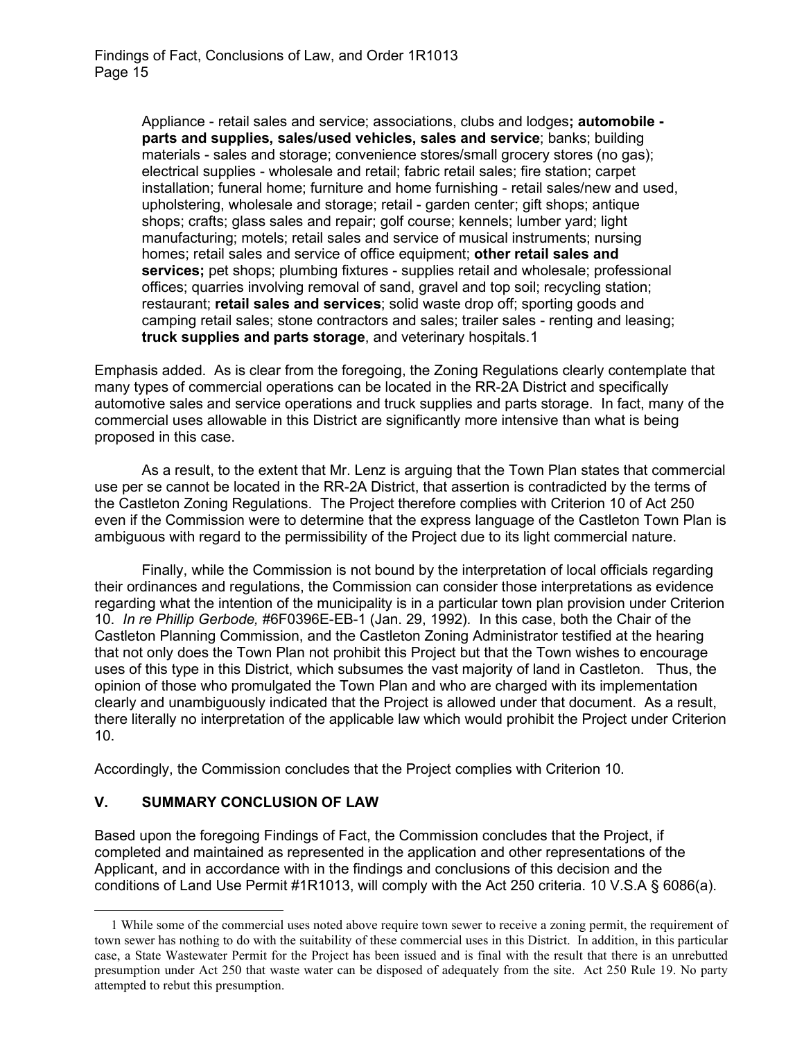> Appliance - retail sales and service; associations, clubs and lodges**; automobile - parts and supplies, sales/used vehicles, sales and service**; banks; building materials - sales and storage; convenience stores/small grocery stores (no gas); electrical supplies - wholesale and retail; fabric retail sales; fire station; carpet installation; funeral home; furniture and home furnishing - retail sales/new and used, upholstering, wholesale and storage; retail - garden center; gift shops; antique shops; crafts; glass sales and repair; golf course; kennels; lumber yard; light manufacturing; motels; retail sales and service of musical instruments; nursing homes; retail sales and service of office equipment; **other retail sales and services;** pet shops; plumbing fixtures - supplies retail and wholesale; professional offices; quarries involving removal of sand, gravel and top soil; recycling station; restaurant; **retail sales and services**; solid waste drop off; sporting goods and camping retail sales; stone contractors and sales; trailer sales - renting and leasing; **truck supplies and parts storage**, and veterinary hospitals.[1]

Emphasis added. As is clear from the foregoing, the Zoning Regulations clearly contemplate that many types of commercial operations can be located in the RR-2A District and specifically automotive sales and service operations and truck supplies and parts storage. In fact, many of the commercial uses allowable in this District are significantly more intensive than what is being proposed in this case.

As a result, to the extent that Mr. Lenz is arguing that the Town Plan states that commercial use per se cannot be located in the RR-2A District, that assertion is contradicted by the terms of the Castleton Zoning Regulations. The Project therefore complies with Criterion 10 of Act 250 even if the Commission were to determine that the express language of the Castleton Town Plan is ambiguous with regard to the permissibility of the Project due to its light commercial nature.

Finally, while the Commission is not bound by the interpretation of local officials regarding their ordinances and regulations, the Commission can consider those interpretations as evidence regarding what the intention of the municipality is in a particular town plan provision under Criterion 10. *In re Phillip Gerbode,* #6F0396E-EB-1 (Jan. 29, 1992). In this case, both the Chair of the Castleton Planning Commission, and the Castleton Zoning Administrator testified at the hearing that not only does the Town Plan not prohibit this Project but that the Town wishes to encourage uses of this type in this District, which subsumes the vast majority of land in Castleton. Thus, the opinion of those who promulgated the Town Plan and who are charged with its implementation clearly and unambiguously indicated that the Project is allowed under that document. As a result, there literally no interpretation of the applicable law which would prohibit the Project under Criterion 10.

Accordingly, the Commission concludes that the Project complies with Criterion 10.

## V. SUMMARY CONCLUSION OF LAW

Based upon the foregoing Findings of Fact, the Commission concludes that the Project, if completed and maintained as represented in the application and other representations of the Applicant, and in accordance with in the findings and conclusions of this decision and the conditions of Land Use Permit #1R1013, will comply with the Act 250 criteria. 10 V.S.A § 6086(a).

---

[1] While some of the commercial uses noted above require town sewer to receive a zoning permit, the requirement of town sewer has nothing to do with the suitability of these commercial uses in this District. In addition, in this particular case, a State Wastewater Permit for the Project has been issued and is final with the result that there is an unrebutted presumption under Act 250 that waste water can be disposed of adequately from the site. Act 250 Rule 19. No party attempted to rebut this presumption.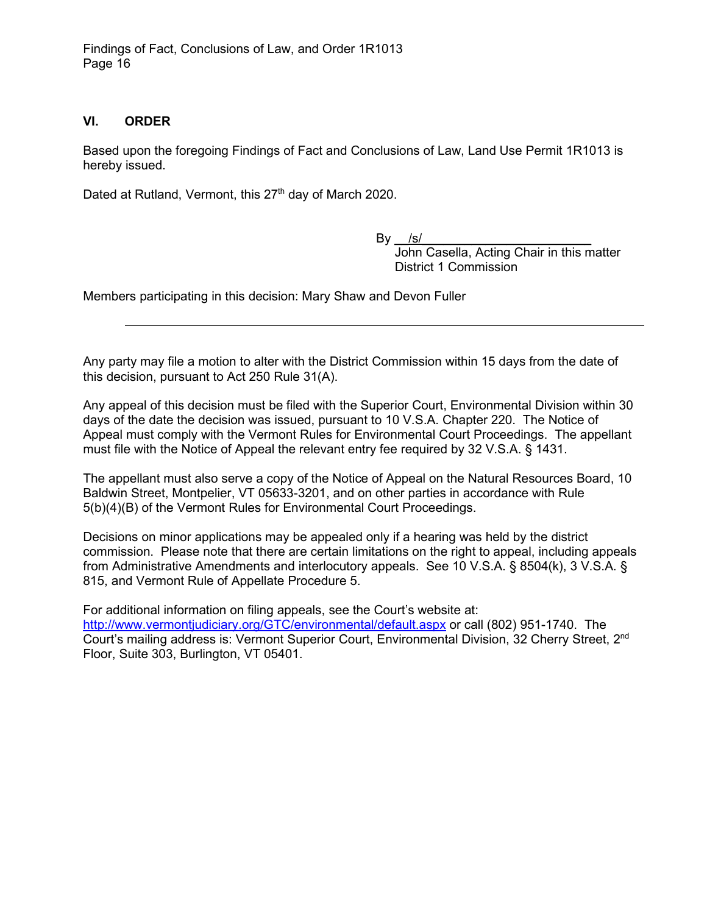## VI. ORDER

Based upon the foregoing Findings of Fact and Conclusions of Law, Land Use Permit 1R1013 is hereby issued.

Dated at Rutland, Vermont, this 27th day of March 2020.

By /s/
John Casella, Acting Chair in this matter
District 1 Commission

Members participating in this decision: Mary Shaw and Devon Fuller

---

Any party may file a motion to alter with the District Commission within 15 days from the date of this decision, pursuant to Act 250 Rule 31(A).

Any appeal of this decision must be filed with the Superior Court, Environmental Division within 30 days of the date the decision was issued, pursuant to 10 V.S.A. Chapter 220. The Notice of Appeal must comply with the Vermont Rules for Environmental Court Proceedings. The appellant must file with the Notice of Appeal the relevant entry fee required by 32 V.S.A. § 1431.

The appellant must also serve a copy of the Notice of Appeal on the Natural Resources Board, 10 Baldwin Street, Montpelier, VT 05633-3201, and on other parties in accordance with Rule 5(b)(4)(B) of the Vermont Rules for Environmental Court Proceedings.

Decisions on minor applications may be appealed only if a hearing was held by the district commission. Please note that there are certain limitations on the right to appeal, including appeals from Administrative Amendments and interlocutory appeals. See 10 V.S.A. § 8504(k), 3 V.S.A. § 815, and Vermont Rule of Appellate Procedure 5.

For additional information on filing appeals, see the Court's website at: http://www.vermontjudiciary.org/GTC/environmental/default.aspx or call (802) 951-1740. The Court's mailing address is: Vermont Superior Court, Environmental Division, 32 Cherry Street, 2nd Floor, Suite 303, Burlington, VT 05401.